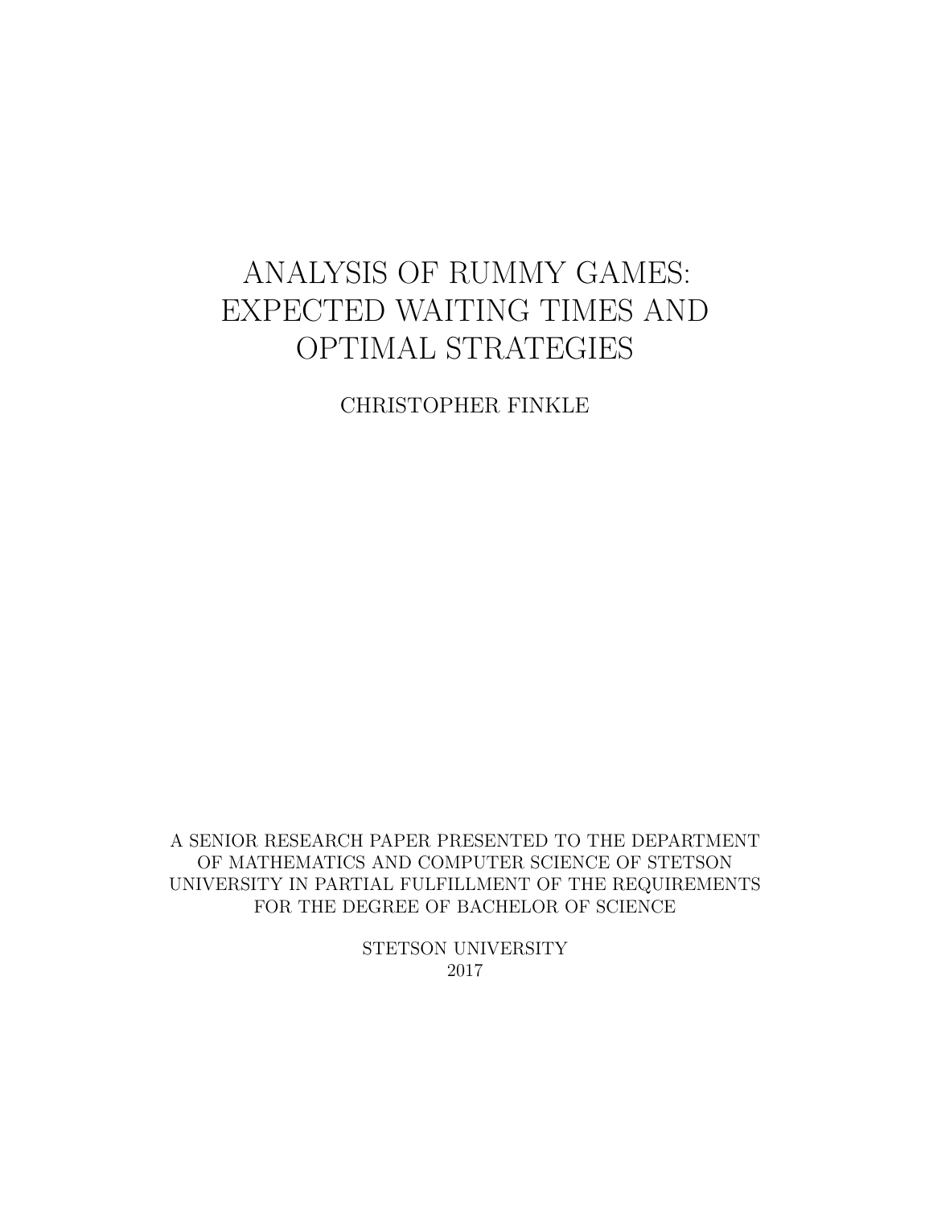# ANALYSIS OF RUMMY GAMES: EXPECTED WAITING TIMES AND OPTIMAL STRATEGIES

CHRISTOPHER FINKLE

A SENIOR RESEARCH PAPER PRESENTED TO THE DEPARTMENT OF MATHEMATICS AND COMPUTER SCIENCE OF STETSON UNIVERSITY IN PARTIAL FULFILLMENT OF THE REQUIREMENTS FOR THE DEGREE OF BACHELOR OF SCIENCE

STETSON UNIVERSITY

2017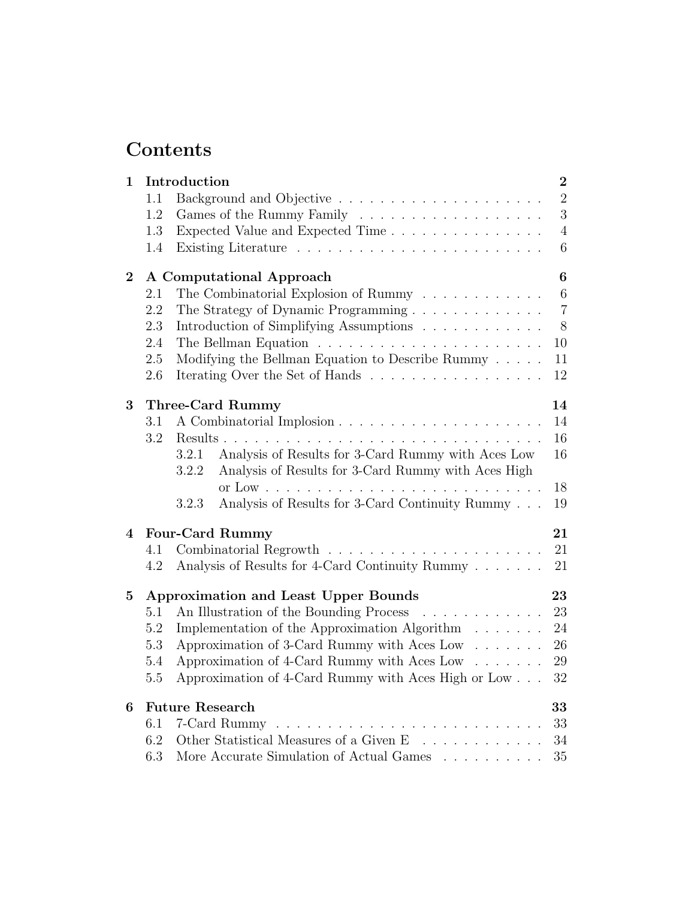# Contents

| | | |
|---|---|---|
| **1** | **Introduction** | **2** |
| 1.1 | Background and Objective | 2 |
| 1.2 | Games of the Rummy Family | 3 |
| 1.3 | Expected Value and Expected Time | 4 |
| 1.4 | Existing Literature | 6 |
| **2** | **A Computational Approach** | **6** |
| 2.1 | The Combinatorial Explosion of Rummy | 6 |
| 2.2 | The Strategy of Dynamic Programming | 7 |
| 2.3 | Introduction of Simplifying Assumptions | 8 |
| 2.4 | The Bellman Equation | 10 |
| 2.5 | Modifying the Bellman Equation to Describe Rummy | 11 |
| 2.6 | Iterating Over the Set of Hands | 12 |
| **3** | **Three-Card Rummy** | **14** |
| 3.1 | A Combinatorial Implosion | 14 |
| 3.2 | Results | 16 |
| 3.2.1 | Analysis of Results for 3-Card Rummy with Aces Low | 16 |
| 3.2.2 | Analysis of Results for 3-Card Rummy with Aces High or Low | 18 |
| 3.2.3 | Analysis of Results for 3-Card Continuity Rummy | 19 |
| **4** | **Four-Card Rummy** | **21** |
| 4.1 | Combinatorial Regrowth | 21 |
| 4.2 | Analysis of Results for 4-Card Continuity Rummy | 21 |
| **5** | **Approximation and Least Upper Bounds** | **23** |
| 5.1 | An Illustration of the Bounding Process | 23 |
| 5.2 | Implementation of the Approximation Algorithm | 24 |
| 5.3 | Approximation of 3-Card Rummy with Aces Low | 26 |
| 5.4 | Approximation of 4-Card Rummy with Aces Low | 29 |
| 5.5 | Approximation of 4-Card Rummy with Aces High or Low | 32 |
| **6** | **Future Research** | **33** |
| 6.1 | 7-Card Rummy | 33 |
| 6.2 | Other Statistical Measures of a Given E | 34 |
| 6.3 | More Accurate Simulation of Actual Games | 35 |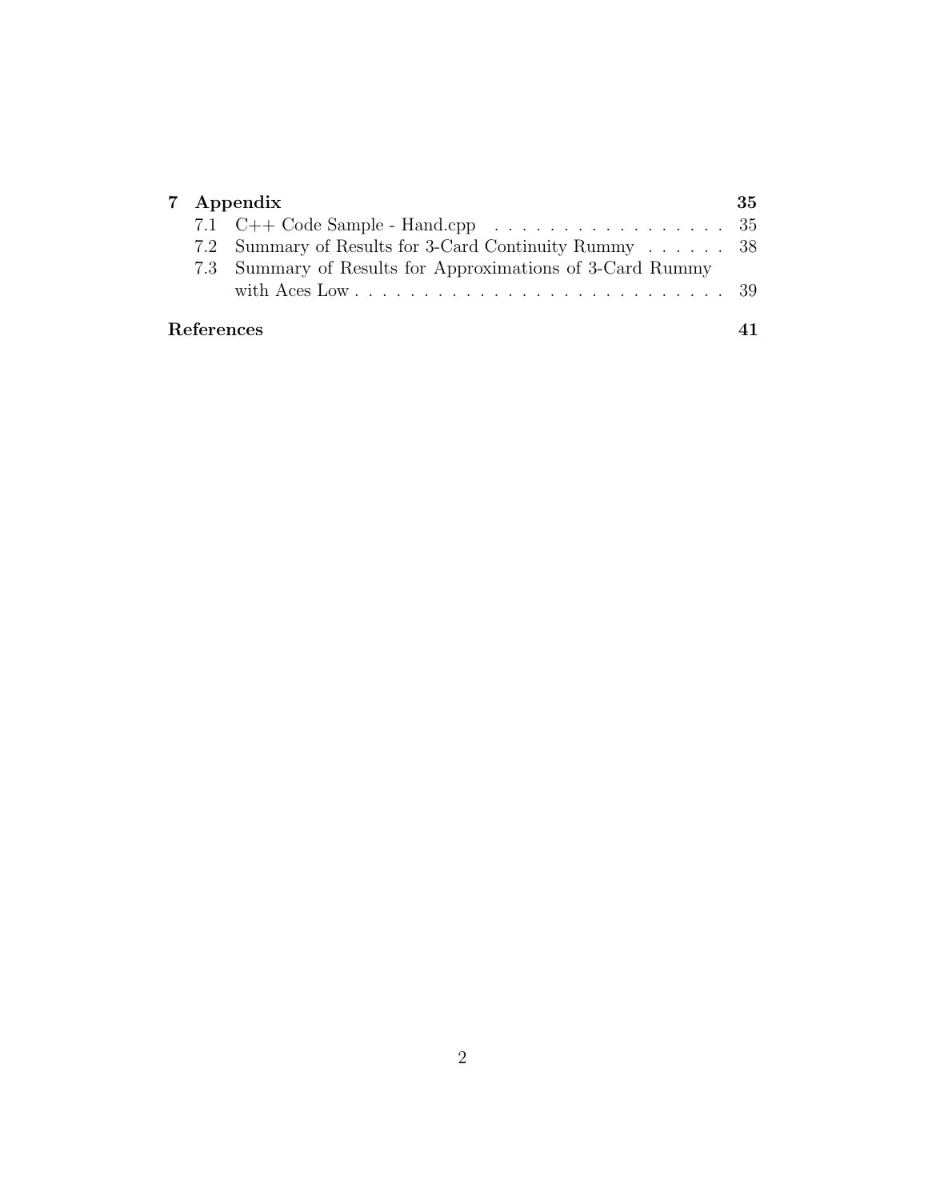**7 Appendix** **35**

- 7.1 C++ Code Sample - Hand.cpp . . . . . . . . . . . . . . . . . 35
- 7.2 Summary of Results for 3-Card Continuity Rummy . . . . . . 38
- 7.3 Summary of Results for Approximations of 3-Card Rummy with Aces Low . . . . . . . . . . . . . . . . . . . . . . . . . . 39

**References** **41**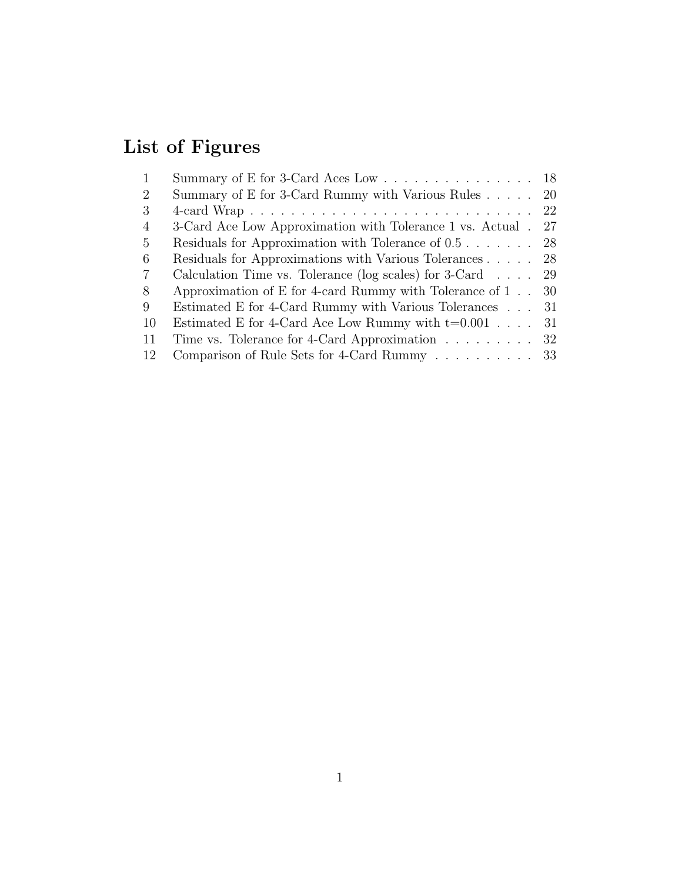# List of Figures

| | | |
|---|---|---|
| 1 | Summary of E for 3-Card Aces Low | 18 |
| 2 | Summary of E for 3-Card Rummy with Various Rules | 20 |
| 3 | 4-card Wrap | 22 |
| 4 | 3-Card Ace Low Approximation with Tolerance 1 vs. Actual | 27 |
| 5 | Residuals for Approximation with Tolerance of 0.5 | 28 |
| 6 | Residuals for Approximations with Various Tolerances | 28 |
| 7 | Calculation Time vs. Tolerance (log scales) for 3-Card | 29 |
| 8 | Approximation of E for 4-card Rummy with Tolerance of 1 | 30 |
| 9 | Estimated E for 4-Card Rummy with Various Tolerances | 31 |
| 10 | Estimated E for 4-Card Ace Low Rummy with t=0.001 | 31 |
| 11 | Time vs. Tolerance for 4-Card Approximation | 32 |
| 12 | Comparison of Rule Sets for 4-Card Rummy | 33 |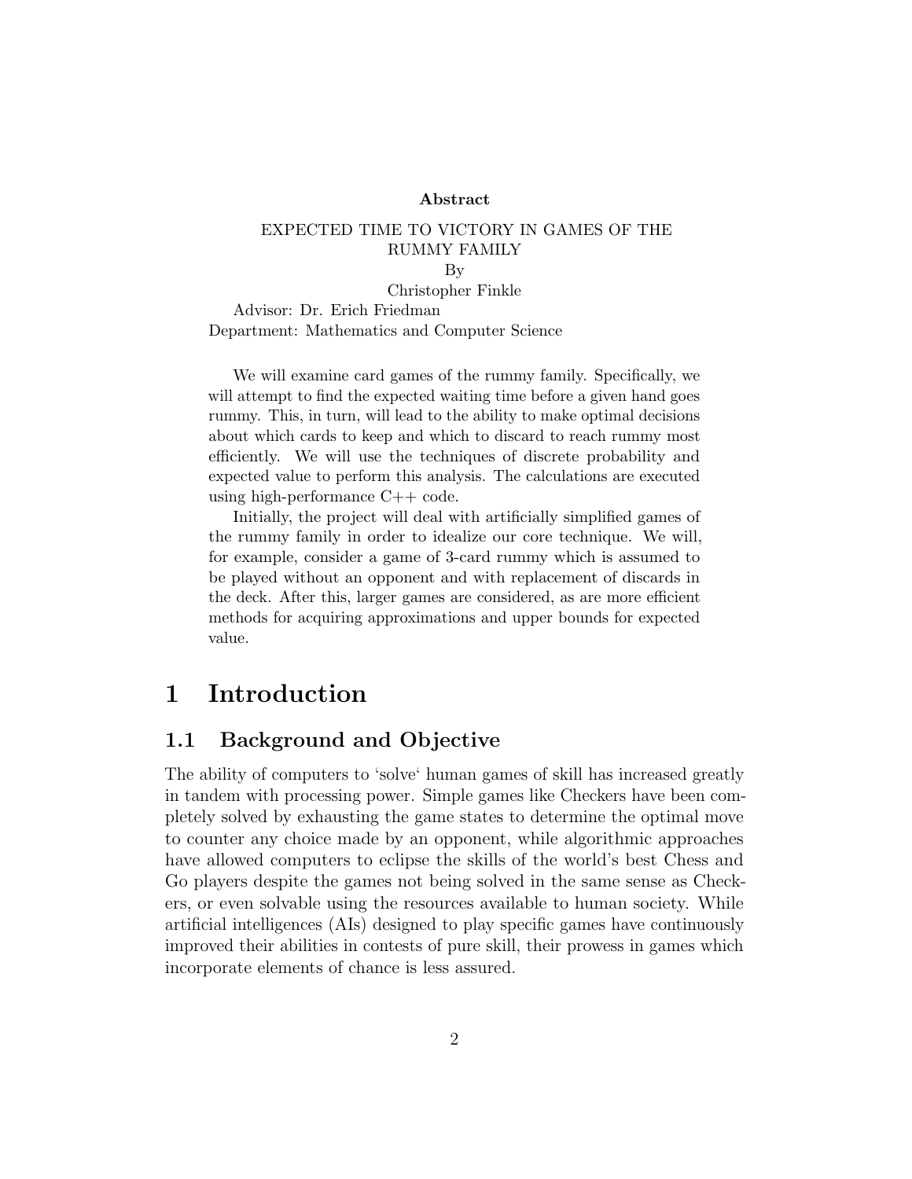**Abstract**

EXPECTED TIME TO VICTORY IN GAMES OF THE RUMMY FAMILY

By

Christopher Finkle

Advisor: Dr. Erich Friedman

Department: Mathematics and Computer Science

We will examine card games of the rummy family. Specifically, we will attempt to find the expected waiting time before a given hand goes rummy. This, in turn, will lead to the ability to make optimal decisions about which cards to keep and which to discard to reach rummy most efficiently. We will use the techniques of discrete probability and expected value to perform this analysis. The calculations are executed using high-performance C++ code.

Initially, the project will deal with artificially simplified games of the rummy family in order to idealize our core technique. We will, for example, consider a game of 3-card rummy which is assumed to be played without an opponent and with replacement of discards in the deck. After this, larger games are considered, as are more efficient methods for acquiring approximations and upper bounds for expected value.

# 1 Introduction

## 1.1 Background and Objective

The ability of computers to 'solve' human games of skill has increased greatly in tandem with processing power. Simple games like Checkers have been completely solved by exhausting the game states to determine the optimal move to counter any choice made by an opponent, while algorithmic approaches have allowed computers to eclipse the skills of the world's best Chess and Go players despite the games not being solved in the same sense as Checkers, or even solvable using the resources available to human society. While artificial intelligences (AIs) designed to play specific games have continuously improved their abilities in contests of pure skill, their prowess in games which incorporate elements of chance is less assured.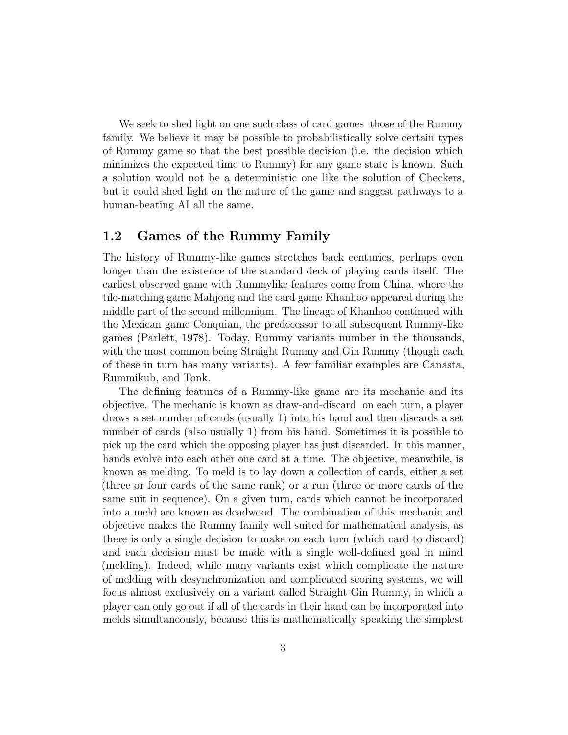We seek to shed light on one such class of card games those of the Rummy family. We believe it may be possible to probabilistically solve certain types of Rummy game so that the best possible decision (i.e. the decision which minimizes the expected time to Rummy) for any game state is known. Such a solution would not be a deterministic one like the solution of Checkers, but it could shed light on the nature of the game and suggest pathways to a human-beating AI all the same.

## 1.2 Games of the Rummy Family

The history of Rummy-like games stretches back centuries, perhaps even longer than the existence of the standard deck of playing cards itself. The earliest observed game with Rummylike features come from China, where the tile-matching game Mahjong and the card game Khanhoo appeared during the middle part of the second millennium. The lineage of Khanhoo continued with the Mexican game Conquian, the predecessor to all subsequent Rummy-like games (Parlett, 1978). Today, Rummy variants number in the thousands, with the most common being Straight Rummy and Gin Rummy (though each of these in turn has many variants). A few familiar examples are Canasta, Rummikub, and Tonk.

The defining features of a Rummy-like game are its mechanic and its objective. The mechanic is known as draw-and-discard on each turn, a player draws a set number of cards (usually 1) into his hand and then discards a set number of cards (also usually 1) from his hand. Sometimes it is possible to pick up the card which the opposing player has just discarded. In this manner, hands evolve into each other one card at a time. The objective, meanwhile, is known as melding. To meld is to lay down a collection of cards, either a set (three or four cards of the same rank) or a run (three or more cards of the same suit in sequence). On a given turn, cards which cannot be incorporated into a meld are known as deadwood. The combination of this mechanic and objective makes the Rummy family well suited for mathematical analysis, as there is only a single decision to make on each turn (which card to discard) and each decision must be made with a single well-defined goal in mind (melding). Indeed, while many variants exist which complicate the nature of melding with desynchronization and complicated scoring systems, we will focus almost exclusively on a variant called Straight Gin Rummy, in which a player can only go out if all of the cards in their hand can be incorporated into melds simultaneously, because this is mathematically speaking the simplest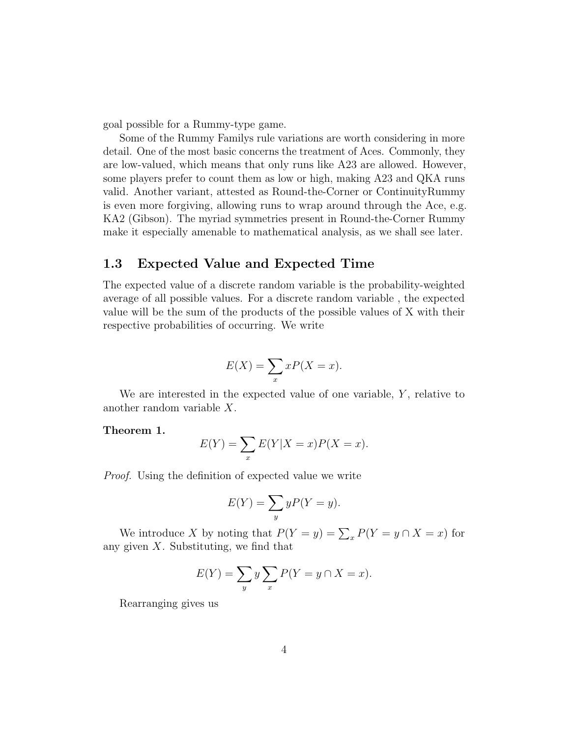goal possible for a Rummy-type game.

Some of the Rummy Familys rule variations are worth considering in more detail. One of the most basic concerns the treatment of Aces. Commonly, they are low-valued, which means that only runs like A23 are allowed. However, some players prefer to count them as low or high, making A23 and QKA runs valid. Another variant, attested as Round-the-Corner or ContinuityRummy is even more forgiving, allowing runs to wrap around through the Ace, e.g. KA2 (Gibson). The myriad symmetries present in Round-the-Corner Rummy make it especially amenable to mathematical analysis, as we shall see later.

## 1.3 Expected Value and Expected Time

The expected value of a discrete random variable is the probability-weighted average of all possible values. For a discrete random variable , the expected value will be the sum of the products of the possible values of X with their respective probabilities of occurring. We write

$$E(X) = \sum_x xP(X = x).$$

We are interested in the expected value of one variable, $Y$, relative to another random variable $X$.

**Theorem 1.**

$$E(Y) = \sum_x E(Y|X = x)P(X = x).$$

*Proof.* Using the definition of expected value we write

$$E(Y) = \sum_y yP(Y = y).$$

We introduce $X$ by noting that $P(Y = y) = \sum_x P(Y = y \cap X = x)$ for any given $X$. Substituting, we find that

$$E(Y) = \sum_y y \sum_x P(Y = y \cap X = x).$$

Rearranging gives us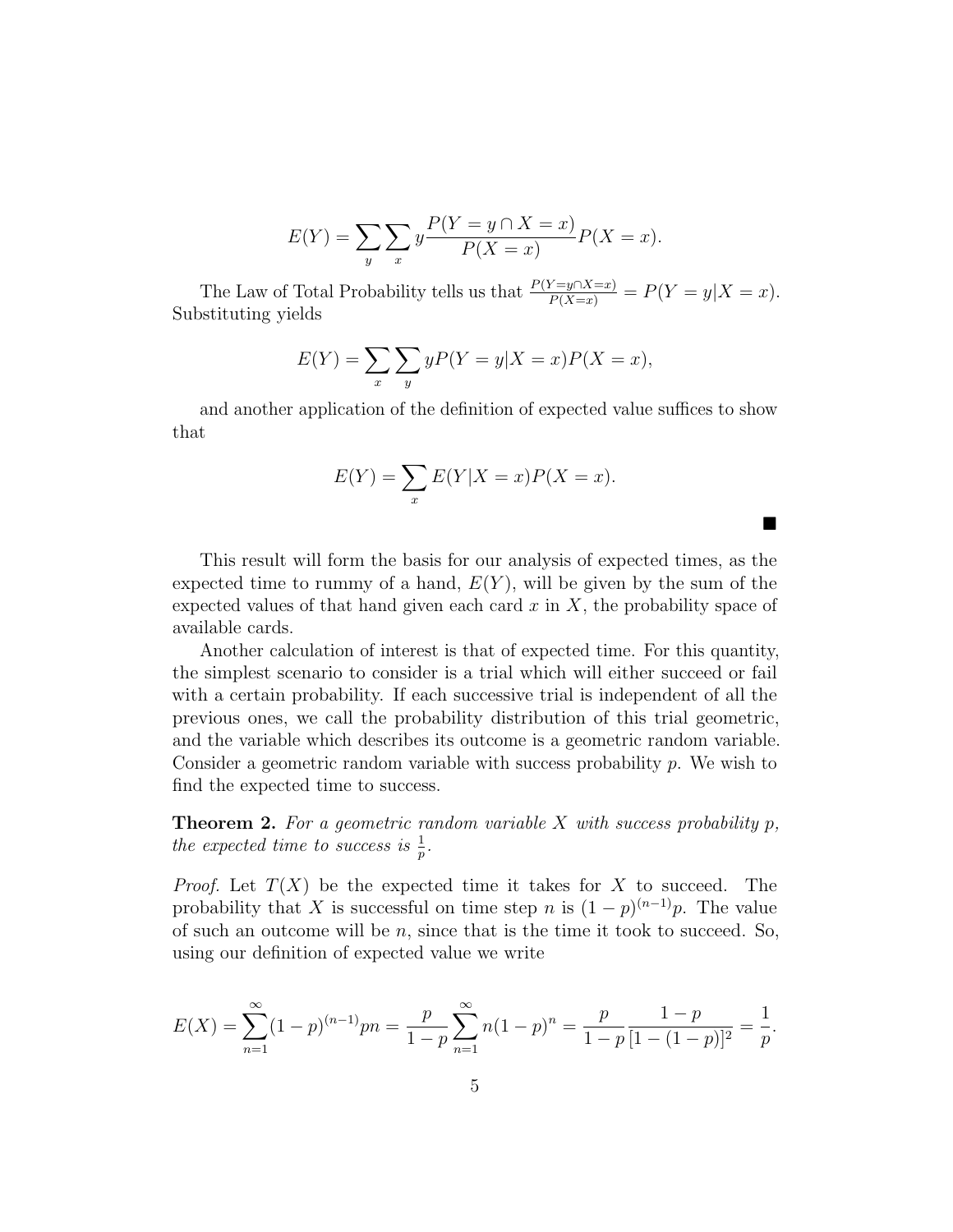$$E(Y) = \sum_y \sum_x y \frac{P(Y = y \cap X = x)}{P(X = x)} P(X = x).$$

The Law of Total Probability tells us that $\frac{P(Y=y \cap X=x)}{P(X=x)} = P(Y = y|X = x)$. Substituting yields

$$E(Y) = \sum_x \sum_y y P(Y = y|X = x) P(X = x),$$

and another application of the definition of expected value suffices to show that

$$E(Y) = \sum_x E(Y|X = x) P(X = x).$$

■

This result will form the basis for our analysis of expected times, as the expected time to rummy of a hand, $E(Y)$, will be given by the sum of the expected values of that hand given each card $x$ in $X$, the probability space of available cards.

Another calculation of interest is that of expected time. For this quantity, the simplest scenario to consider is a trial which will either succeed or fail with a certain probability. If each successive trial is independent of all the previous ones, we call the probability distribution of this trial geometric, and the variable which describes its outcome is a geometric random variable. Consider a geometric random variable with success probability $p$. We wish to find the expected time to success.

**Theorem 2.** *For a geometric random variable $X$ with success probability $p$, the expected time to success is $\frac{1}{p}$.*

*Proof.* Let $T(X)$ be the expected time it takes for $X$ to succeed. The probability that $X$ is successful on time step $n$ is $(1 - p)^{(n-1)}p$. The value of such an outcome will be $n$, since that is the time it took to succeed. So, using our definition of expected value we write

$$E(X) = \sum_{n=1}^{\infty} (1 - p)^{(n-1)} pn = \frac{p}{1 - p} \sum_{n=1}^{\infty} n(1 - p)^n = \frac{p}{1 - p} \frac{1 - p}{[1 - (1 - p)]^2} = \frac{1}{p}.$$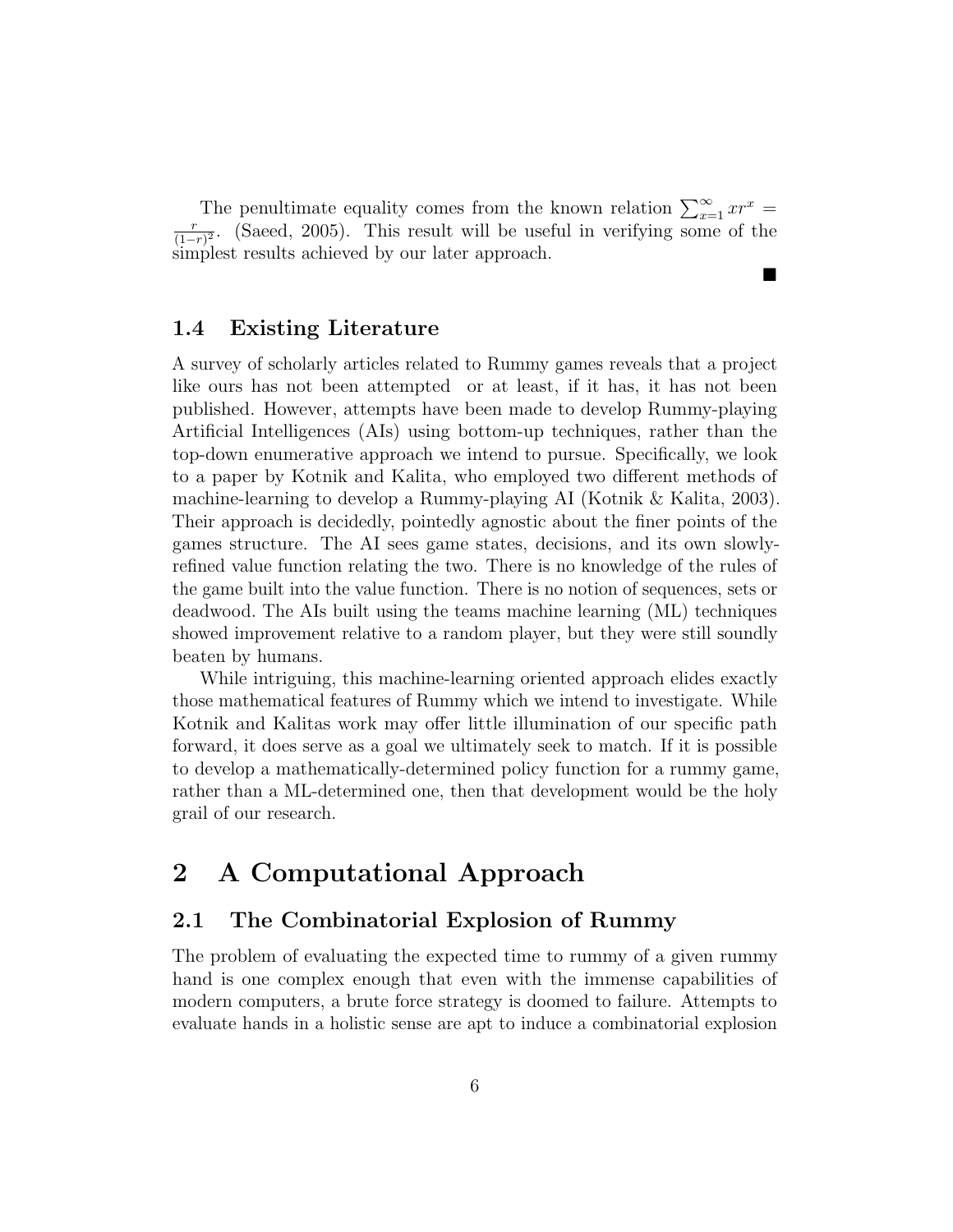The penultimate equality comes from the known relation $\sum_{x=1}^{\infty} xr^x = \frac{r}{(1-r)^2}$. (Saeed, 2005). This result will be useful in verifying some of the simplest results achieved by our later approach.

■

### 1.4 Existing Literature

A survey of scholarly articles related to Rummy games reveals that a project like ours has not been attempted or at least, if it has, it has not been published. However, attempts have been made to develop Rummy-playing Artificial Intelligences (AIs) using bottom-up techniques, rather than the top-down enumerative approach we intend to pursue. Specifically, we look to a paper by Kotnik and Kalita, who employed two different methods of machine-learning to develop a Rummy-playing AI (Kotnik & Kalita, 2003). Their approach is decidedly, pointedly agnostic about the finer points of the games structure. The AI sees game states, decisions, and its own slowly-refined value function relating the two. There is no knowledge of the rules of the game built into the value function. There is no notion of sequences, sets or deadwood. The AIs built using the teams machine learning (ML) techniques showed improvement relative to a random player, but they were still soundly beaten by humans.

While intriguing, this machine-learning oriented approach elides exactly those mathematical features of Rummy which we intend to investigate. While Kotnik and Kalitas work may offer little illumination of our specific path forward, it does serve as a goal we ultimately seek to match. If it is possible to develop a mathematically-determined policy function for a rummy game, rather than a ML-determined one, then that development would be the holy grail of our research.

## 2 A Computational Approach

### 2.1 The Combinatorial Explosion of Rummy

The problem of evaluating the expected time to rummy of a given rummy hand is one complex enough that even with the immense capabilities of modern computers, a brute force strategy is doomed to failure. Attempts to evaluate hands in a holistic sense are apt to induce a combinatorial explosion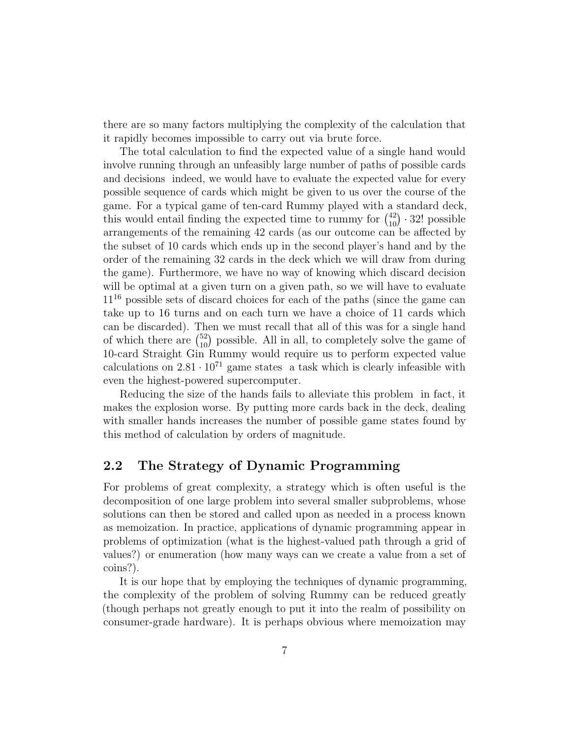there are so many factors multiplying the complexity of the calculation that it rapidly becomes impossible to carry out via brute force.

The total calculation to find the expected value of a single hand would involve running through an unfeasibly large number of paths of possible cards and decisions indeed, we would have to evaluate the expected value for every possible sequence of cards which might be given to us over the course of the game. For a typical game of ten-card Rummy played with a standard deck, this would entail finding the expected time to rummy for $\binom{42}{10} \cdot 32!$ possible arrangements of the remaining 42 cards (as our outcome can be affected by the subset of 10 cards which ends up in the second player's hand and by the order of the remaining 32 cards in the deck which we will draw from during the game). Furthermore, we have no way of knowing which discard decision will be optimal at a given turn on a given path, so we will have to evaluate $11^{16}$ possible sets of discard choices for each of the paths (since the game can take up to 16 turns and on each turn we have a choice of 11 cards which can be discarded). Then we must recall that all of this was for a single hand of which there are $\binom{52}{10}$ possible. All in all, to completely solve the game of 10-card Straight Gin Rummy would require us to perform expected value calculations on $2.81 \cdot 10^{71}$ game states a task which is clearly infeasible with even the highest-powered supercomputer.

Reducing the size of the hands fails to alleviate this problem in fact, it makes the explosion worse. By putting more cards back in the deck, dealing with smaller hands increases the number of possible game states found by this method of calculation by orders of magnitude.

## 2.2 The Strategy of Dynamic Programming

For problems of great complexity, a strategy which is often useful is the decomposition of one large problem into several smaller subproblems, whose solutions can then be stored and called upon as needed in a process known as memoization. In practice, applications of dynamic programming appear in problems of optimization (what is the highest-valued path through a grid of values?) or enumeration (how many ways can we create a value from a set of coins?).

It is our hope that by employing the techniques of dynamic programming, the complexity of the problem of solving Rummy can be reduced greatly (though perhaps not greatly enough to put it into the realm of possibility on consumer-grade hardware). It is perhaps obvious where memoization may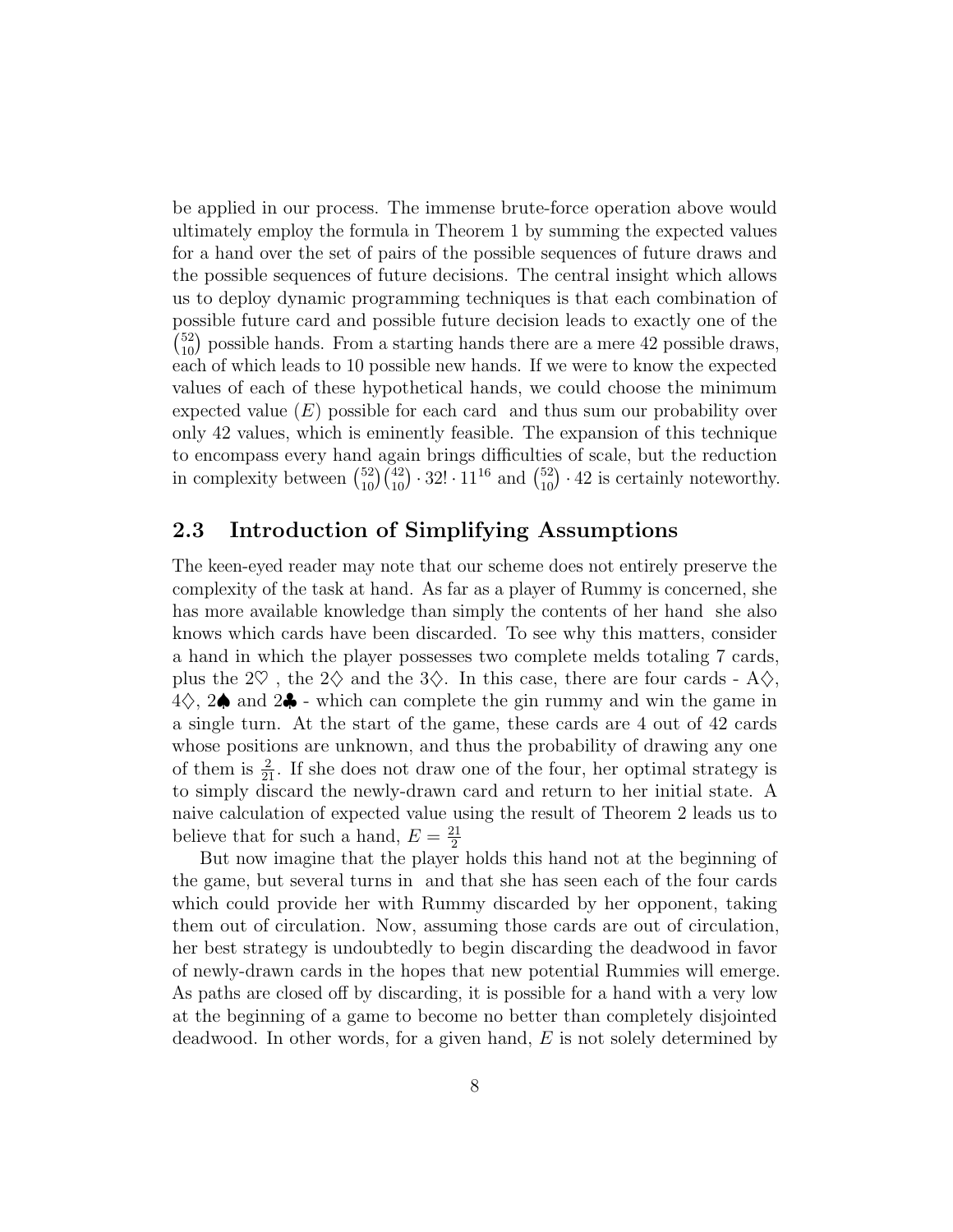be applied in our process. The immense brute-force operation above would ultimately employ the formula in Theorem 1 by summing the expected values for a hand over the set of pairs of the possible sequences of future draws and the possible sequences of future decisions. The central insight which allows us to deploy dynamic programming techniques is that each combination of possible future card and possible future decision leads to exactly one of the $\binom{52}{10}$ possible hands. From a starting hands there are a mere 42 possible draws, each of which leads to 10 possible new hands. If we were to know the expected values of each of these hypothetical hands, we could choose the minimum expected value ($E$) possible for each card and thus sum our probability over only 42 values, which is eminently feasible. The expansion of this technique to encompass every hand again brings difficulties of scale, but the reduction in complexity between $\binom{52}{10}\binom{42}{10} \cdot 32! \cdot 11^{16}$ and $\binom{52}{10} \cdot 42$ is certainly noteworthy.

## 2.3 Introduction of Simplifying Assumptions

The keen-eyed reader may note that our scheme does not entirely preserve the complexity of the task at hand. As far as a player of Rummy is concerned, she has more available knowledge than simply the contents of her hand she also knows which cards have been discarded. To see why this matters, consider a hand in which the player possesses two complete melds totaling 7 cards, plus the 2♡ , the 2♢ and the 3♢. In this case, there are four cards - A♢, 4♢, 2♠ and 2♣ - which can complete the gin rummy and win the game in a single turn. At the start of the game, these cards are 4 out of 42 cards whose positions are unknown, and thus the probability of drawing any one of them is $\frac{2}{21}$. If she does not draw one of the four, her optimal strategy is to simply discard the newly-drawn card and return to her initial state. A naive calculation of expected value using the result of Theorem 2 leads us to believe that for such a hand, $E = \frac{21}{2}$

But now imagine that the player holds this hand not at the beginning of the game, but several turns in and that she has seen each of the four cards which could provide her with Rummy discarded by her opponent, taking them out of circulation. Now, assuming those cards are out of circulation, her best strategy is undoubtedly to begin discarding the deadwood in favor of newly-drawn cards in the hopes that new potential Rummies will emerge. As paths are closed off by discarding, it is possible for a hand with a very low at the beginning of a game to become no better than completely disjointed deadwood. In other words, for a given hand, $E$ is not solely determined by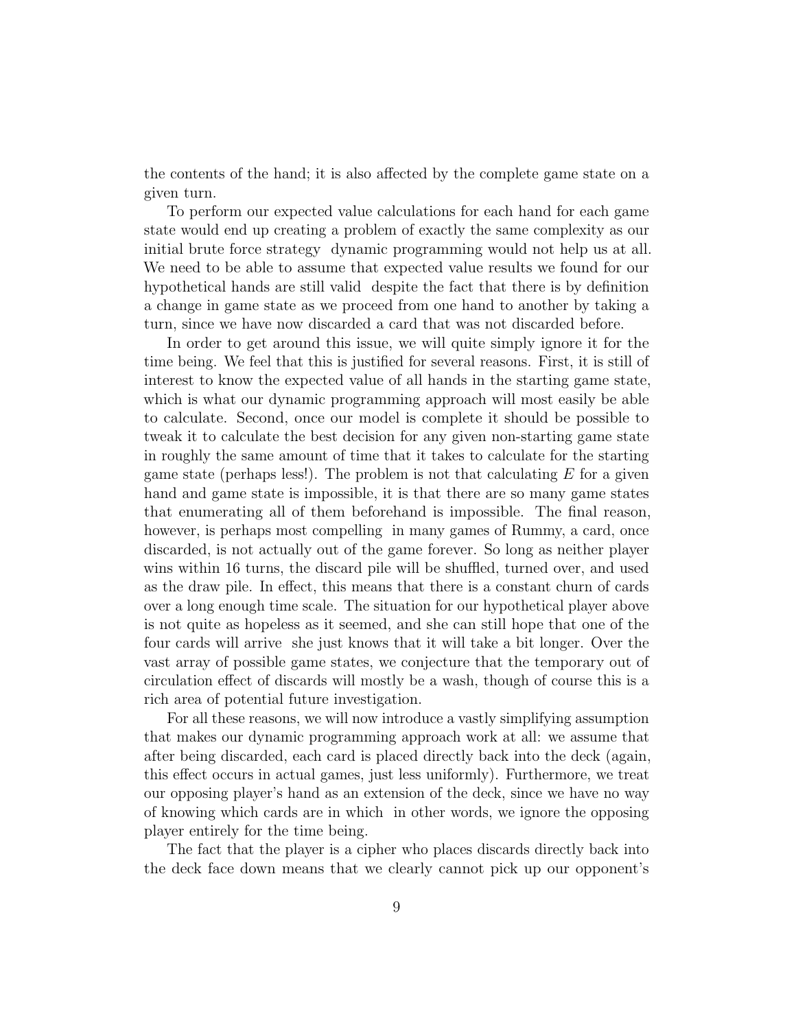the contents of the hand; it is also affected by the complete game state on a given turn.

To perform our expected value calculations for each hand for each game state would end up creating a problem of exactly the same complexity as our initial brute force strategy dynamic programming would not help us at all. We need to be able to assume that expected value results we found for our hypothetical hands are still valid despite the fact that there is by definition a change in game state as we proceed from one hand to another by taking a turn, since we have now discarded a card that was not discarded before.

In order to get around this issue, we will quite simply ignore it for the time being. We feel that this is justified for several reasons. First, it is still of interest to know the expected value of all hands in the starting game state, which is what our dynamic programming approach will most easily be able to calculate. Second, once our model is complete it should be possible to tweak it to calculate the best decision for any given non-starting game state in roughly the same amount of time that it takes to calculate for the starting game state (perhaps less!). The problem is not that calculating $E$ for a given hand and game state is impossible, it is that there are so many game states that enumerating all of them beforehand is impossible. The final reason, however, is perhaps most compelling in many games of Rummy, a card, once discarded, is not actually out of the game forever. So long as neither player wins within 16 turns, the discard pile will be shuffled, turned over, and used as the draw pile. In effect, this means that there is a constant churn of cards over a long enough time scale. The situation for our hypothetical player above is not quite as hopeless as it seemed, and she can still hope that one of the four cards will arrive she just knows that it will take a bit longer. Over the vast array of possible game states, we conjecture that the temporary out of circulation effect of discards will mostly be a wash, though of course this is a rich area of potential future investigation.

For all these reasons, we will now introduce a vastly simplifying assumption that makes our dynamic programming approach work at all: we assume that after being discarded, each card is placed directly back into the deck (again, this effect occurs in actual games, just less uniformly). Furthermore, we treat our opposing player's hand as an extension of the deck, since we have no way of knowing which cards are in which in other words, we ignore the opposing player entirely for the time being.

The fact that the player is a cipher who places discards directly back into the deck face down means that we clearly cannot pick up our opponent's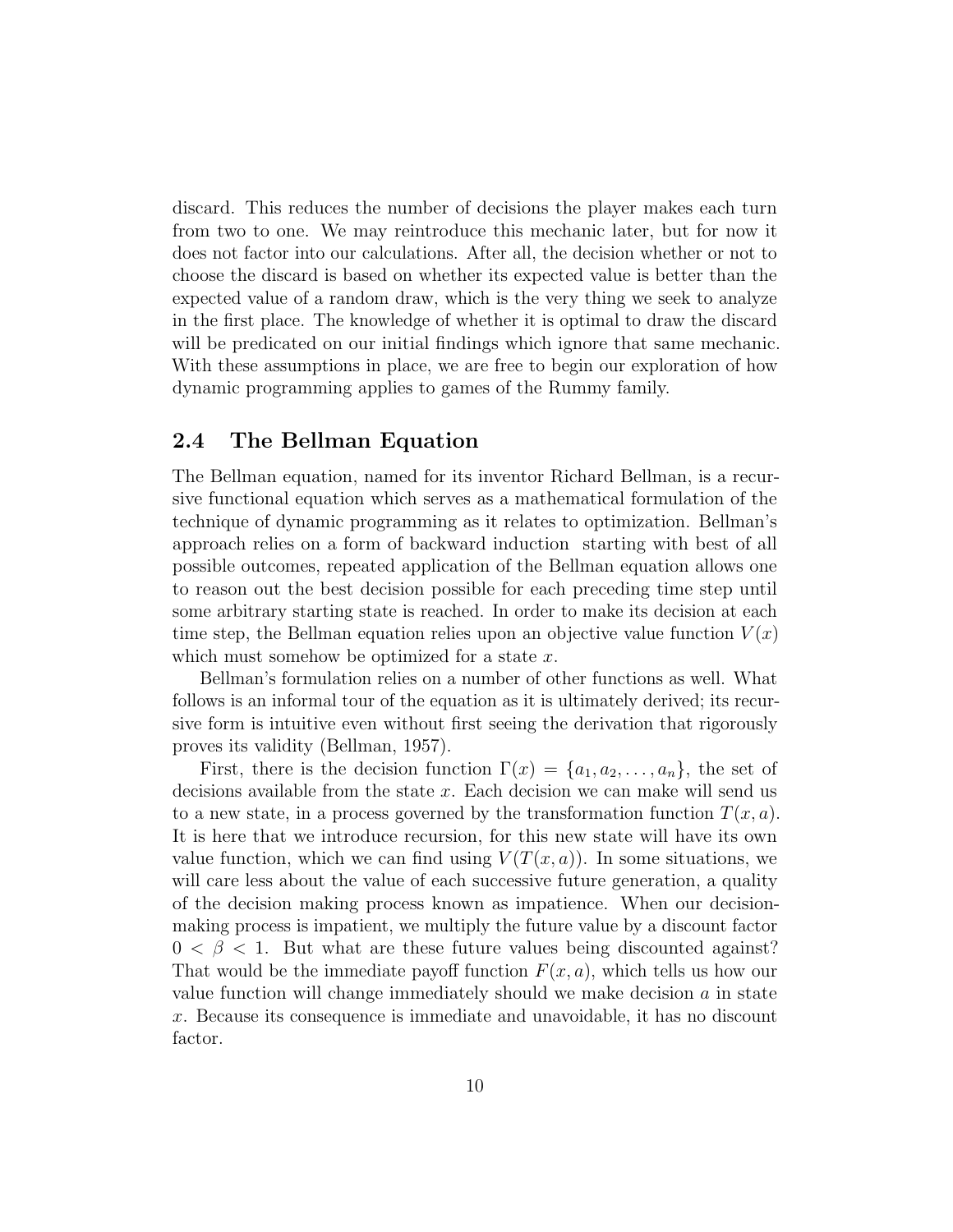discard. This reduces the number of decisions the player makes each turn from two to one. We may reintroduce this mechanic later, but for now it does not factor into our calculations. After all, the decision whether or not to choose the discard is based on whether its expected value is better than the expected value of a random draw, which is the very thing we seek to analyze in the first place. The knowledge of whether it is optimal to draw the discard will be predicated on our initial findings which ignore that same mechanic. With these assumptions in place, we are free to begin our exploration of how dynamic programming applies to games of the Rummy family.

## 2.4 The Bellman Equation

The Bellman equation, named for its inventor Richard Bellman, is a recursive functional equation which serves as a mathematical formulation of the technique of dynamic programming as it relates to optimization. Bellman's approach relies on a form of backward induction starting with best of all possible outcomes, repeated application of the Bellman equation allows one to reason out the best decision possible for each preceding time step until some arbitrary starting state is reached. In order to make its decision at each time step, the Bellman equation relies upon an objective value function $V(x)$ which must somehow be optimized for a state $x$.

Bellman's formulation relies on a number of other functions as well. What follows is an informal tour of the equation as it is ultimately derived; its recursive form is intuitive even without first seeing the derivation that rigorously proves its validity (Bellman, 1957).

First, there is the decision function $\Gamma(x) = \{a_1, a_2, \ldots, a_n\}$, the set of decisions available from the state $x$. Each decision we can make will send us to a new state, in a process governed by the transformation function $T(x, a)$. It is here that we introduce recursion, for this new state will have its own value function, which we can find using $V(T(x, a))$. In some situations, we will care less about the value of each successive future generation, a quality of the decision making process known as impatience. When our decision-making process is impatient, we multiply the future value by a discount factor $0 < \beta < 1$. But what are these future values being discounted against? That would be the immediate payoff function $F(x, a)$, which tells us how our value function will change immediately should we make decision $a$ in state $x$. Because its consequence is immediate and unavoidable, it has no discount factor.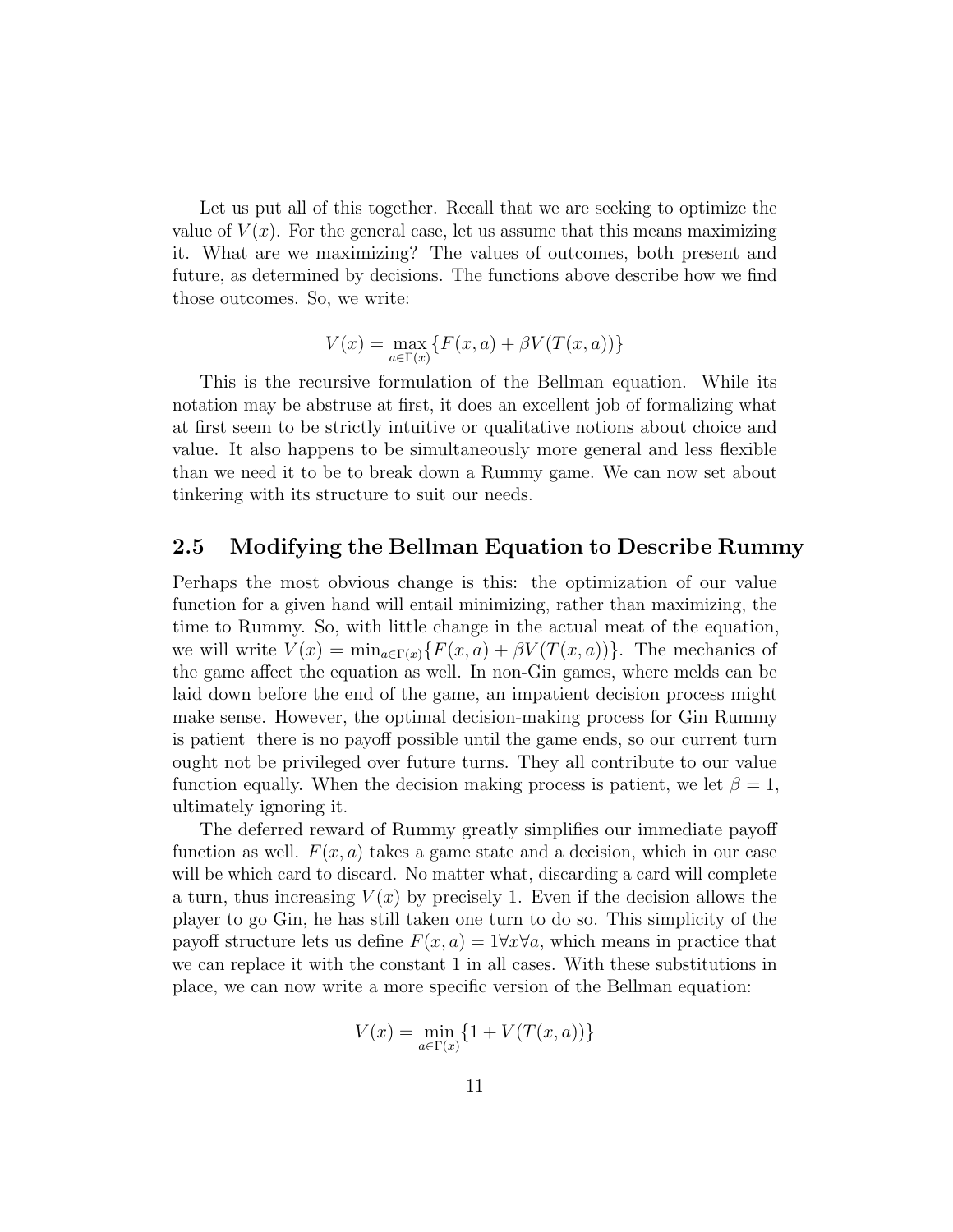Let us put all of this together. Recall that we are seeking to optimize the value of $V(x)$. For the general case, let us assume that this means maximizing it. What are we maximizing? The values of outcomes, both present and future, as determined by decisions. The functions above describe how we find those outcomes. So, we write:

$$V(x) = \max_{a \in \Gamma(x)} \{F(x, a) + \beta V(T(x, a))\}$$

This is the recursive formulation of the Bellman equation. While its notation may be abstruse at first, it does an excellent job of formalizing what at first seem to be strictly intuitive or qualitative notions about choice and value. It also happens to be simultaneously more general and less flexible than we need it to be to break down a Rummy game. We can now set about tinkering with its structure to suit our needs.

## 2.5 Modifying the Bellman Equation to Describe Rummy

Perhaps the most obvious change is this: the optimization of our value function for a given hand will entail minimizing, rather than maximizing, the time to Rummy. So, with little change in the actual meat of the equation, we will write $V(x) = \min_{a \in \Gamma(x)} \{F(x, a) + \beta V(T(x, a))\}$. The mechanics of the game affect the equation as well. In non-Gin games, where melds can be laid down before the end of the game, an impatient decision process might make sense. However, the optimal decision-making process for Gin Rummy is patient there is no payoff possible until the game ends, so our current turn ought not be privileged over future turns. They all contribute to our value function equally. When the decision making process is patient, we let $\beta = 1$, ultimately ignoring it.

The deferred reward of Rummy greatly simplifies our immediate payoff function as well. $F(x, a)$ takes a game state and a decision, which in our case will be which card to discard. No matter what, discarding a card will complete a turn, thus increasing $V(x)$ by precisely 1. Even if the decision allows the player to go Gin, he has still taken one turn to do so. This simplicity of the payoff structure lets us define $F(x, a) = 1 \forall x \forall a$, which means in practice that we can replace it with the constant 1 in all cases. With these substitutions in place, we can now write a more specific version of the Bellman equation:

$$V(x) = \min_{a \in \Gamma(x)} \{1 + V(T(x, a))\}$$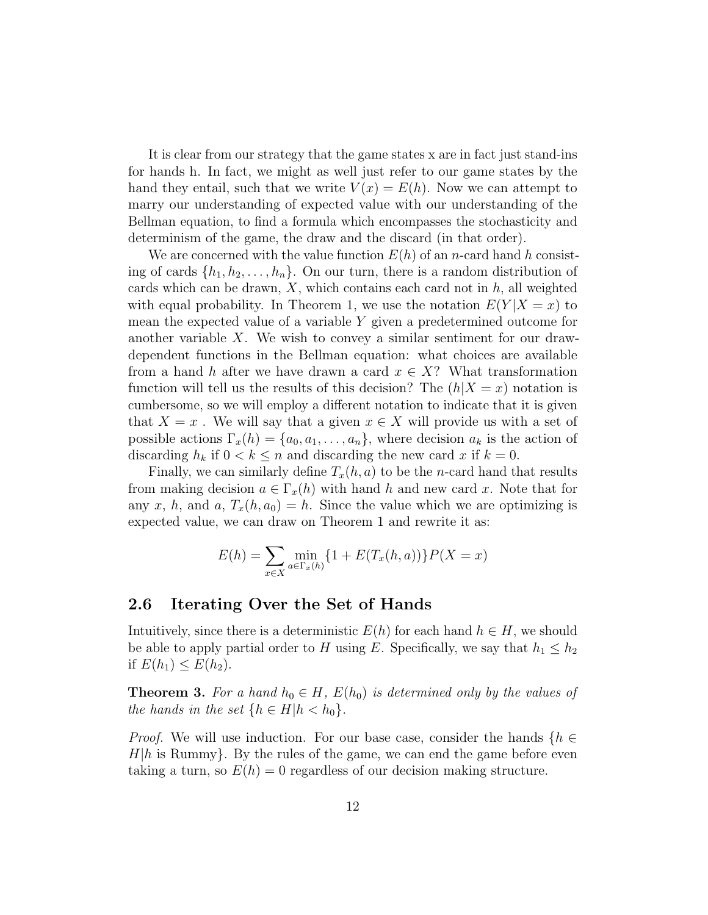It is clear from our strategy that the game states x are in fact just stand-ins for hands h. In fact, we might as well just refer to our game states by the hand they entail, such that we write $V(x) = E(h)$. Now we can attempt to marry our understanding of expected value with our understanding of the Bellman equation, to find a formula which encompasses the stochasticity and determinism of the game, the draw and the discard (in that order).

We are concerned with the value function $E(h)$ of an $n$-card hand $h$ consisting of cards $\{h_1, h_2, \ldots, h_n\}$. On our turn, there is a random distribution of cards which can be drawn, $X$, which contains each card not in $h$, all weighted with equal probability. In Theorem 1, we use the notation $E(Y|X = x)$ to mean the expected value of a variable $Y$ given a predetermined outcome for another variable $X$. We wish to convey a similar sentiment for our draw-dependent functions in the Bellman equation: what choices are available from a hand $h$ after we have drawn a card $x \in X$? What transformation function will tell us the results of this decision? The $(h|X = x)$ notation is cumbersome, so we will employ a different notation to indicate that it is given that $X = x$ . We will say that a given $x \in X$ will provide us with a set of possible actions $\Gamma_x(h) = \{a_0, a_1, \ldots, a_n\}$, where decision $a_k$ is the action of discarding $h_k$ if $0 < k \leq n$ and discarding the new card $x$ if $k = 0$.

Finally, we can similarly define $T_x(h, a)$ to be the $n$-card hand that results from making decision $a \in \Gamma_x(h)$ with hand $h$ and new card $x$. Note that for any $x$, $h$, and $a$, $T_x(h, a_0) = h$. Since the value which we are optimizing is expected value, we can draw on Theorem 1 and rewrite it as:

$$E(h) = \sum_{x \in X} \min_{a \in \Gamma_x(h)} \{1 + E(T_x(h, a))\} P(X = x)$$

## 2.6 Iterating Over the Set of Hands

Intuitively, since there is a deterministic $E(h)$ for each hand $h \in H$, we should be able to apply partial order to $H$ using $E$. Specifically, we say that $h_1 \leq h_2$ if $E(h_1) \leq E(h_2)$.

**Theorem 3.** *For a hand $h_0 \in H$, $E(h_0)$ is determined only by the values of the hands in the set $\{h \in H | h < h_0\}$.*

*Proof.* We will use induction. For our base case, consider the hands $\{h \in H | h \text{ is Rummy}\}$. By the rules of the game, we can end the game before even taking a turn, so $E(h) = 0$ regardless of our decision making structure.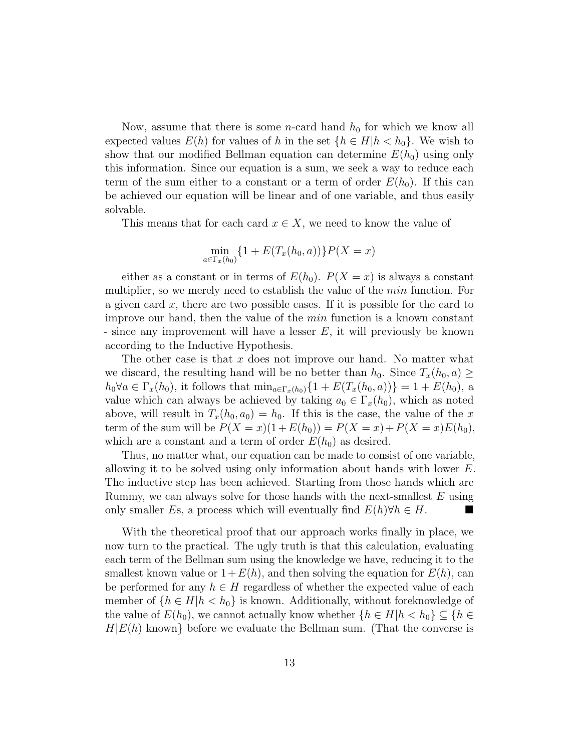Now, assume that there is some $n$-card hand $h_0$ for which we know all expected values $E(h)$ for values of $h$ in the set $\{h \in H | h < h_0\}$. We wish to show that our modified Bellman equation can determine $E(h_0)$ using only this information. Since our equation is a sum, we seek a way to reduce each term of the sum either to a constant or a term of order $E(h_0)$. If this can be achieved our equation will be linear and of one variable, and thus easily solvable.

This means that for each card $x \in X$, we need to know the value of

$$\min_{a \in \Gamma_x(h_0)} \{1 + E(T_x(h_0, a))\} P(X = x)$$

either as a constant or in terms of $E(h_0)$. $P(X = x)$ is always a constant multiplier, so we merely need to establish the value of the *min* function. For a given card $x$, there are two possible cases. If it is possible for the card to improve our hand, then the value of the *min* function is a known constant - since any improvement will have a lesser $E$, it will previously be known according to the Inductive Hypothesis.

The other case is that $x$ does not improve our hand. No matter what we discard, the resulting hand will be no better than $h_0$. Since $T_x(h_0, a) \geq h_0 \forall a \in \Gamma_x(h_0)$, it follows that $\min_{a \in \Gamma_x(h_0)} \{1 + E(T_x(h_0, a))\} = 1 + E(h_0)$, a value which can always be achieved by taking $a_0 \in \Gamma_x(h_0)$, which as noted above, will result in $T_x(h_0, a_0) = h_0$. If this is the case, the value of the $x$ term of the sum will be $P(X = x)(1 + E(h_0)) = P(X = x) + P(X = x)E(h_0)$, which are a constant and a term of order $E(h_0)$ as desired.

Thus, no matter what, our equation can be made to consist of one variable, allowing it to be solved using only information about hands with lower $E$. The inductive step has been achieved. Starting from those hands which are Rummy, we can always solve for those hands with the next-smallest $E$ using only smaller $E$s, a process which will eventually find $E(h) \forall h \in H$. ■

With the theoretical proof that our approach works finally in place, we now turn to the practical. The ugly truth is that this calculation, evaluating each term of the Bellman sum using the knowledge we have, reducing it to the smallest known value or $1 + E(h)$, and then solving the equation for $E(h)$, can be performed for any $h \in H$ regardless of whether the expected value of each member of $\{h \in H | h < h_0\}$ is known. Additionally, without foreknowledge of the value of $E(h_0)$, we cannot actually know whether $\{h \in H | h < h_0\} \subseteq \{h \in H | E(h) \text{ known}\}$ before we evaluate the Bellman sum. (That the converse is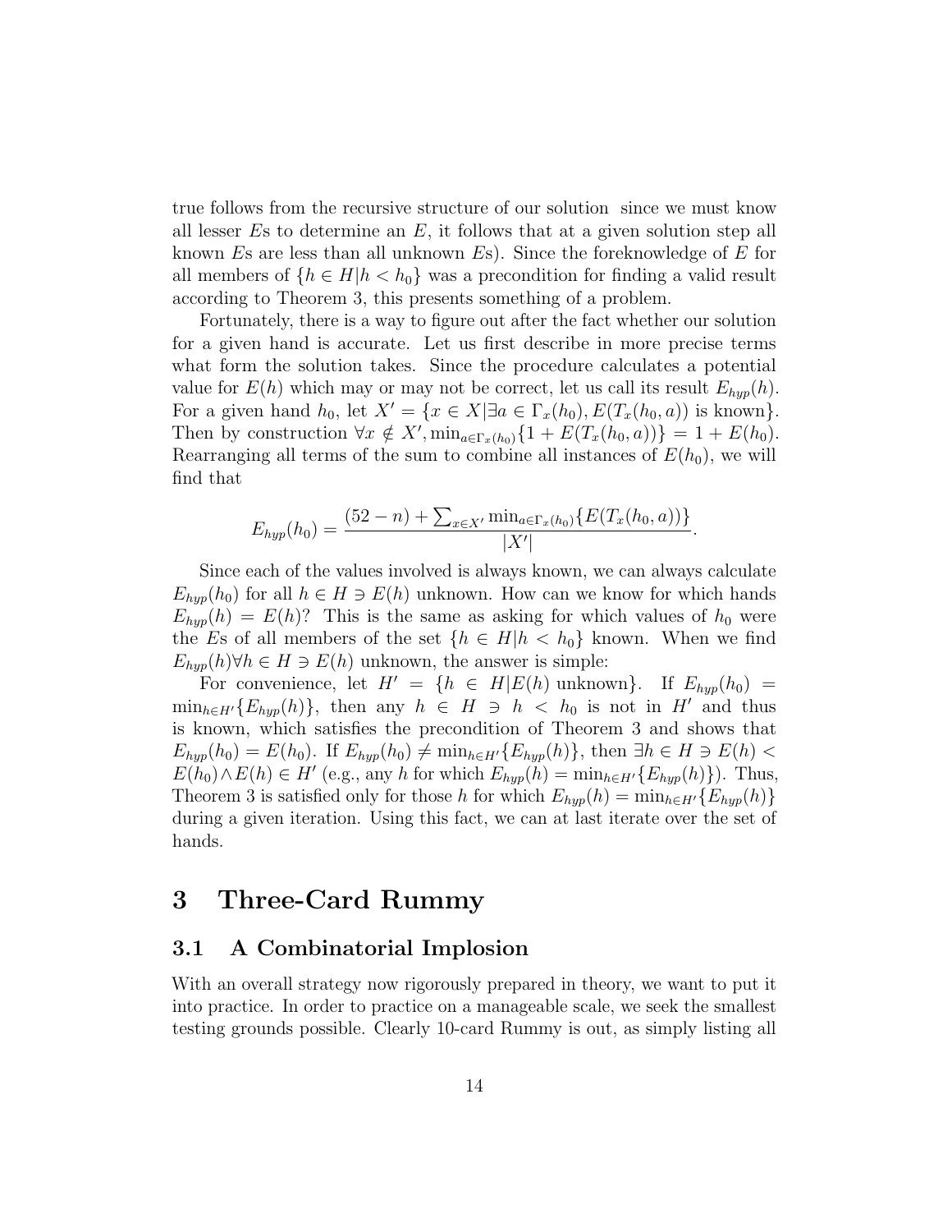true follows from the recursive structure of our solution since we must know all lesser $E$s to determine an $E$, it follows that at a given solution step all known $E$s are less than all unknown $E$s). Since the foreknowledge of $E$ for all members of $\{h \in H | h < h_0\}$ was a precondition for finding a valid result according to Theorem 3, this presents something of a problem.

Fortunately, there is a way to figure out after the fact whether our solution for a given hand is accurate. Let us first describe in more precise terms what form the solution takes. Since the procedure calculates a potential value for $E(h)$ which may or may not be correct, let us call its result $E_{hyp}(h)$. For a given hand $h_0$, let $X' = \{x \in X | \exists a \in \Gamma_x(h_0), E(T_x(h_0, a)) \text{ is known}\}$. Then by construction $\forall x \notin X', \min_{a \in \Gamma_x(h_0)}\{1 + E(T_x(h_0, a))\} = 1 + E(h_0)$. Rearranging all terms of the sum to combine all instances of $E(h_0)$, we will find that

$$E_{hyp}(h_0) = \frac{(52 - n) + \sum_{x \in X'} \min_{a \in \Gamma_x(h_0)}\{E(T_x(h_0, a))\}}{|X'|}.$$

Since each of the values involved is always known, we can always calculate $E_{hyp}(h_0)$ for all $h \in H \ni E(h)$ unknown. How can we know for which hands $E_{hyp}(h) = E(h)$? This is the same as asking for which values of $h_0$ were the $E$s of all members of the set $\{h \in H | h < h_0\}$ known. When we find $E_{hyp}(h) \forall h \in H \ni E(h)$ unknown, the answer is simple:

For convenience, let $H' = \{h \in H | E(h) \text{ unknown}\}$. If $E_{hyp}(h_0) = \min_{h \in H'}\{E_{hyp}(h)\}$, then any $h \in H \ni h < h_0$ is not in $H'$ and thus is known, which satisfies the precondition of Theorem 3 and shows that $E_{hyp}(h_0) = E(h_0)$. If $E_{hyp}(h_0) \neq \min_{h \in H'}\{E_{hyp}(h)\}$, then $\exists h \in H \ni E(h) < E(h_0) \wedge E(h) \in H'$ (e.g., any $h$ for which $E_{hyp}(h) = \min_{h \in H'}\{E_{hyp}(h)\}$). Thus, Theorem 3 is satisfied only for those $h$ for which $E_{hyp}(h) = \min_{h \in H'}\{E_{hyp}(h)\}$ during a given iteration. Using this fact, we can at last iterate over the set of hands.

# 3 Three-Card Rummy

## 3.1 A Combinatorial Implosion

With an overall strategy now rigorously prepared in theory, we want to put it into practice. In order to practice on a manageable scale, we seek the smallest testing grounds possible. Clearly 10-card Rummy is out, as simply listing all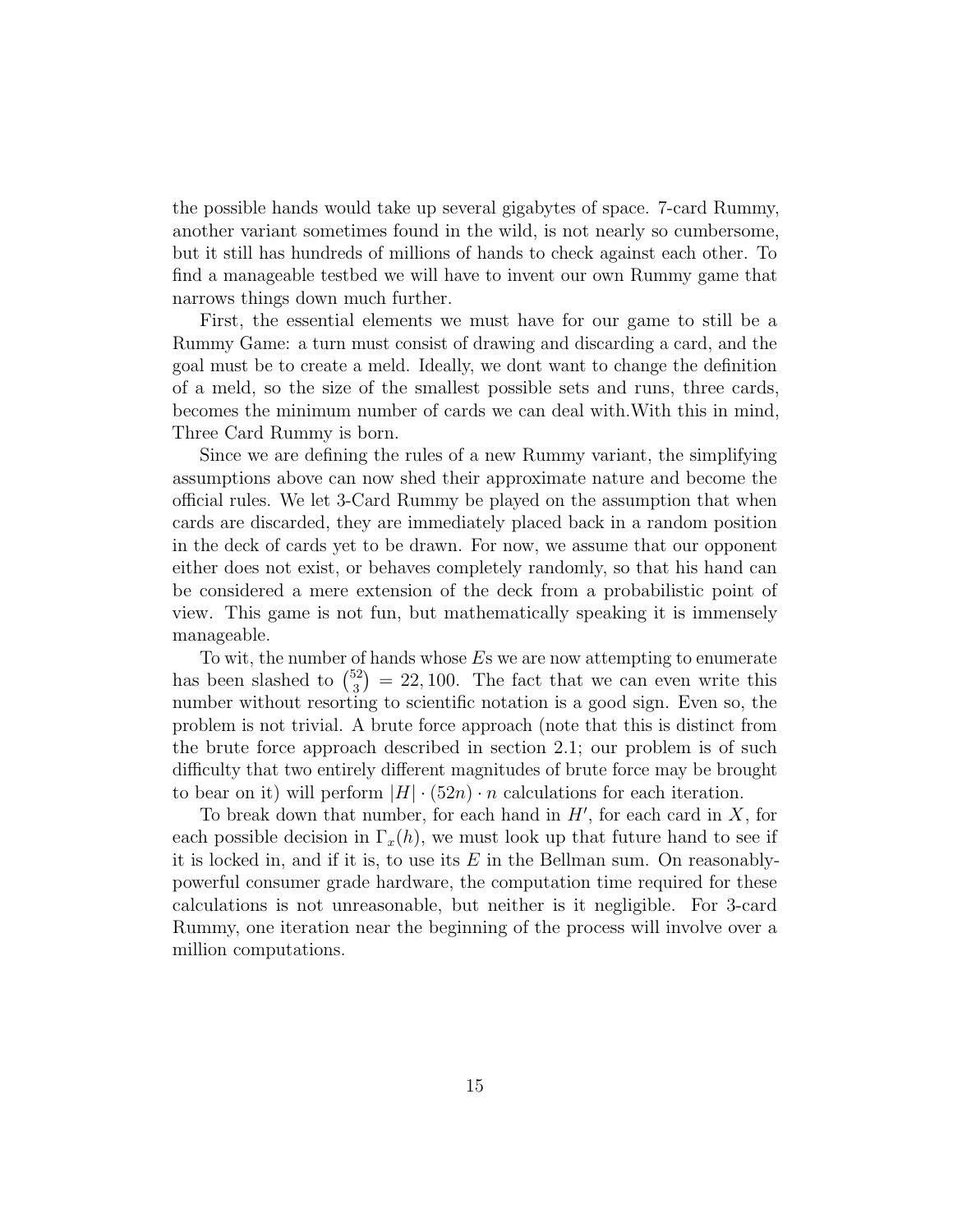the possible hands would take up several gigabytes of space. 7-card Rummy, another variant sometimes found in the wild, is not nearly so cumbersome, but it still has hundreds of millions of hands to check against each other. To find a manageable testbed we will have to invent our own Rummy game that narrows things down much further.

First, the essential elements we must have for our game to still be a Rummy Game: a turn must consist of drawing and discarding a card, and the goal must be to create a meld. Ideally, we dont want to change the definition of a meld, so the size of the smallest possible sets and runs, three cards, becomes the minimum number of cards we can deal with.With this in mind, Three Card Rummy is born.

Since we are defining the rules of a new Rummy variant, the simplifying assumptions above can now shed their approximate nature and become the official rules. We let 3-Card Rummy be played on the assumption that when cards are discarded, they are immediately placed back in a random position in the deck of cards yet to be drawn. For now, we assume that our opponent either does not exist, or behaves completely randomly, so that his hand can be considered a mere extension of the deck from a probabilistic point of view. This game is not fun, but mathematically speaking it is immensely manageable.

To wit, the number of hands whose $E$s we are now attempting to enumerate has been slashed to $\binom{52}{3} = 22,100$. The fact that we can even write this number without resorting to scientific notation is a good sign. Even so, the problem is not trivial. A brute force approach (note that this is distinct from the brute force approach described in section 2.1; our problem is of such difficulty that two entirely different magnitudes of brute force may be brought to bear on it) will perform $|H| \cdot (52n) \cdot n$ calculations for each iteration.

To break down that number, for each hand in $H'$, for each card in $X$, for each possible decision in $\Gamma_x(h)$, we must look up that future hand to see if it is locked in, and if it is, to use its $E$ in the Bellman sum. On reasonably-powerful consumer grade hardware, the computation time required for these calculations is not unreasonable, but neither is it negligible. For 3-card Rummy, one iteration near the beginning of the process will involve over a million computations.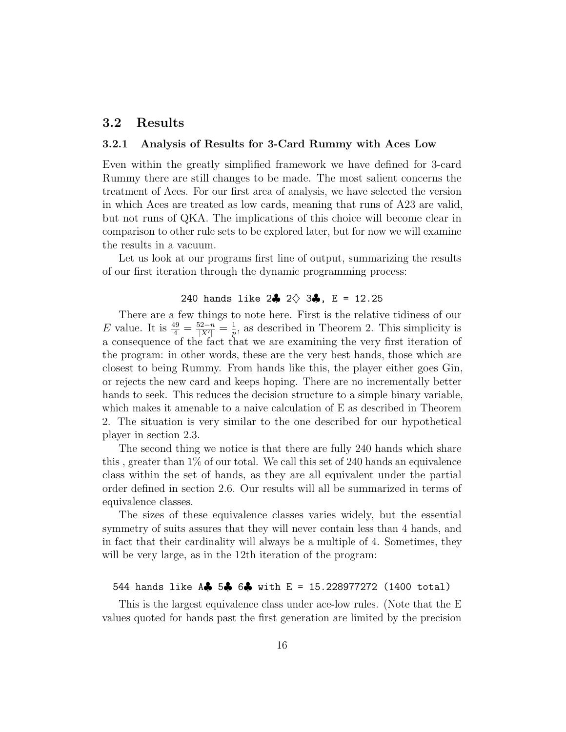## 3.2 Results

### 3.2.1 Analysis of Results for 3-Card Rummy with Aces Low

Even within the greatly simplified framework we have defined for 3-card Rummy there are still changes to be made. The most salient concerns the treatment of Aces. For our first area of analysis, we have selected the version in which Aces are treated as low cards, meaning that runs of A23 are valid, but not runs of QKA. The implications of this choice will become clear in comparison to other rule sets to be explored later, but for now we will examine the results in a vacuum.

Let us look at our programs first line of output, summarizing the results of our first iteration through the dynamic programming process:

```
240 hands like 2♣ 2♢ 3♣, E = 12.25
```

There are a few things to note here. First is the relative tidiness of our $E$ value. It is $\frac{49}{4} = \frac{52-n}{|X'|} = \frac{1}{p}$, as described in Theorem 2. This simplicity is a consequence of the fact that we are examining the very first iteration of the program: in other words, these are the very best hands, those which are closest to being Rummy. From hands like this, the player either goes Gin, or rejects the new card and keeps hoping. There are no incrementally better hands to seek. This reduces the decision structure to a simple binary variable, which makes it amenable to a naive calculation of E as described in Theorem 2. The situation is very similar to the one described for our hypothetical player in section 2.3.

The second thing we notice is that there are fully 240 hands which share this , greater than 1% of our total. We call this set of 240 hands an equivalence class within the set of hands, as they are all equivalent under the partial order defined in section 2.6. Our results will all be summarized in terms of equivalence classes.

The sizes of these equivalence classes varies widely, but the essential symmetry of suits assures that they will never contain less than 4 hands, and in fact that their cardinality will always be a multiple of 4. Sometimes, they will be very large, as in the 12th iteration of the program:

```
544 hands like A♣ 5♣ 6♣ with E = 15.228977272 (1400 total)
```

This is the largest equivalence class under ace-low rules. (Note that the E values quoted for hands past the first generation are limited by the precision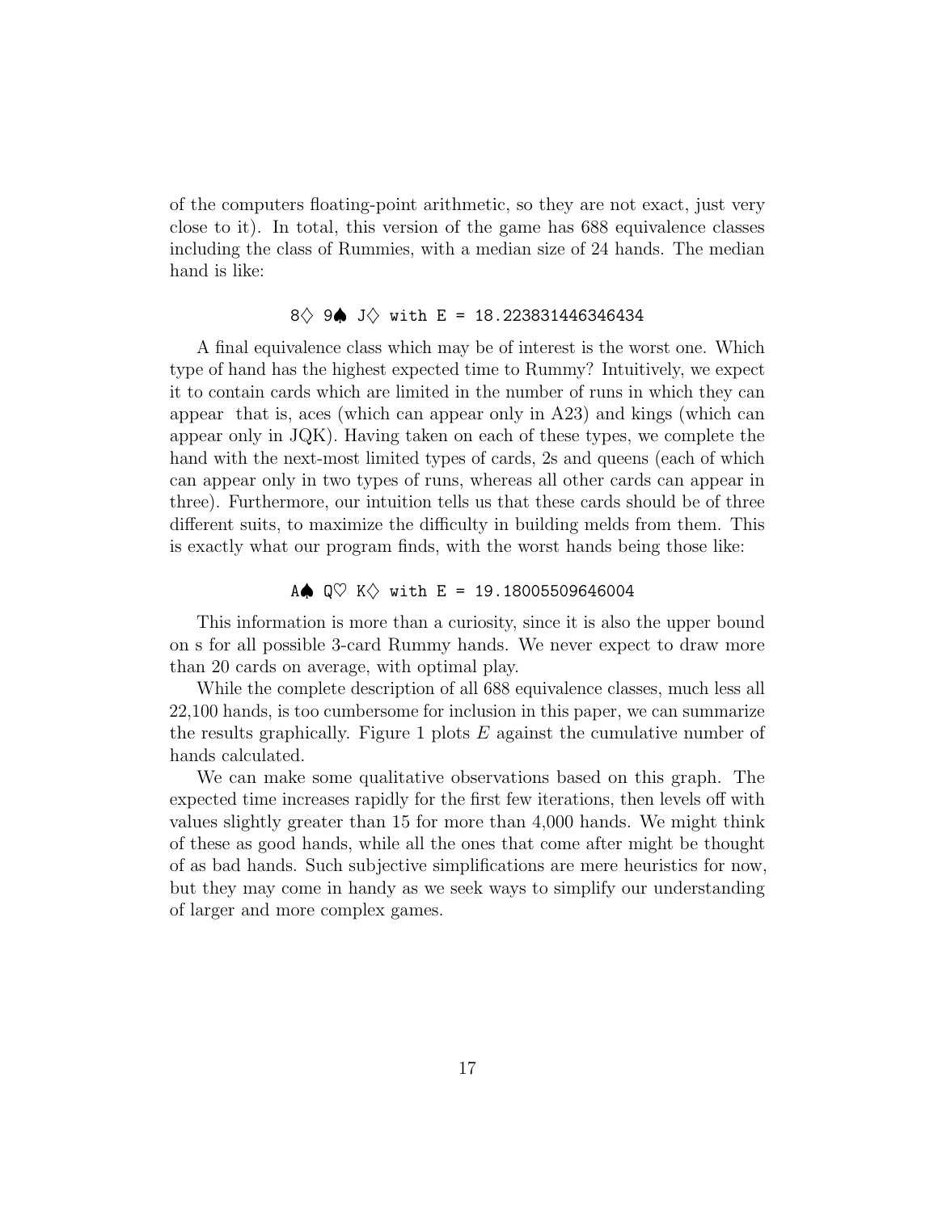of the computers floating-point arithmetic, so they are not exact, just very close to it). In total, this version of the game has 688 equivalence classes including the class of Rummies, with a median size of 24 hands. The median hand is like:

```
8♢ 9♠ J♢ with E = 18.223831446346434
```

A final equivalence class which may be of interest is the worst one. Which type of hand has the highest expected time to Rummy? Intuitively, we expect it to contain cards which are limited in the number of runs in which they can appear that is, aces (which can appear only in A23) and kings (which can appear only in JQK). Having taken on each of these types, we complete the hand with the next-most limited types of cards, 2s and queens (each of which can appear only in two types of runs, whereas all other cards can appear in three). Furthermore, our intuition tells us that these cards should be of three different suits, to maximize the difficulty in building melds from them. This is exactly what our program finds, with the worst hands being those like:

```
A♠ Q♡ K♢ with E = 19.18005509646004
```

This information is more than a curiosity, since it is also the upper bound on s for all possible 3-card Rummy hands. We never expect to draw more than 20 cards on average, with optimal play.

While the complete description of all 688 equivalence classes, much less all 22,100 hands, is too cumbersome for inclusion in this paper, we can summarize the results graphically. Figure 1 plots $E$ against the cumulative number of hands calculated.

We can make some qualitative observations based on this graph. The expected time increases rapidly for the first few iterations, then levels off with values slightly greater than 15 for more than 4,000 hands. We might think of these as good hands, while all the ones that come after might be thought of as bad hands. Such subjective simplifications are mere heuristics for now, but they may come in handy as we seek ways to simplify our understanding of larger and more complex games.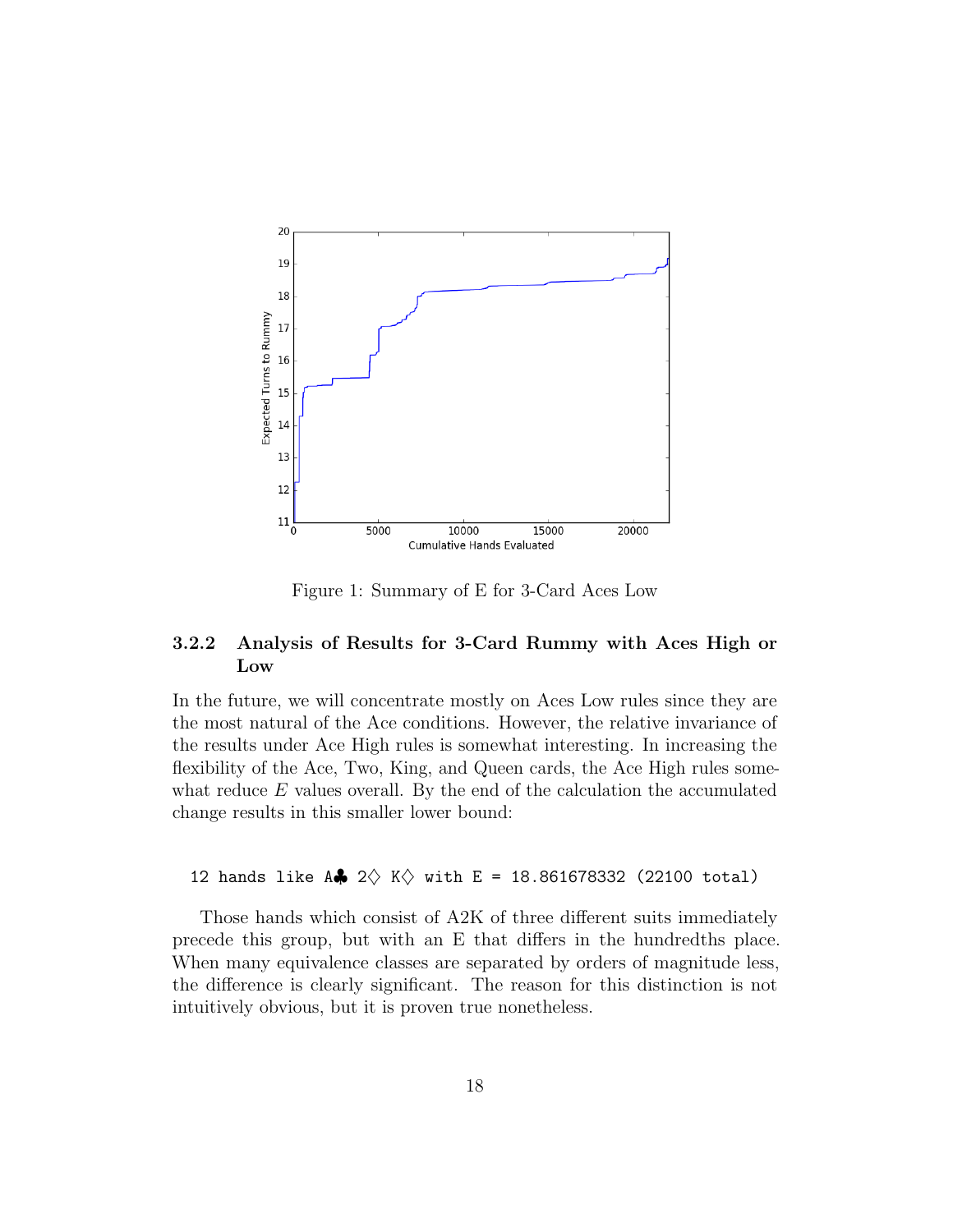Figure 1: Summary of E for 3-Card Aces Low

### 3.2.2 Analysis of Results for 3-Card Rummy with Aces High or Low

In the future, we will concentrate mostly on Aces Low rules since they are the most natural of the Ace conditions. However, the relative invariance of the results under Ace High rules is somewhat interesting. In increasing the flexibility of the Ace, Two, King, and Queen cards, the Ace High rules somewhat reduce $E$ values overall. By the end of the calculation the accumulated change results in this smaller lower bound:

```
12 hands like A♣ 2♢ K♢ with E = 18.861678332 (22100 total)
```

Those hands which consist of A2K of three different suits immediately precede this group, but with an E that differs in the hundredths place. When many equivalence classes are separated by orders of magnitude less, the difference is clearly significant. The reason for this distinction is not intuitively obvious, but it is proven true nonetheless.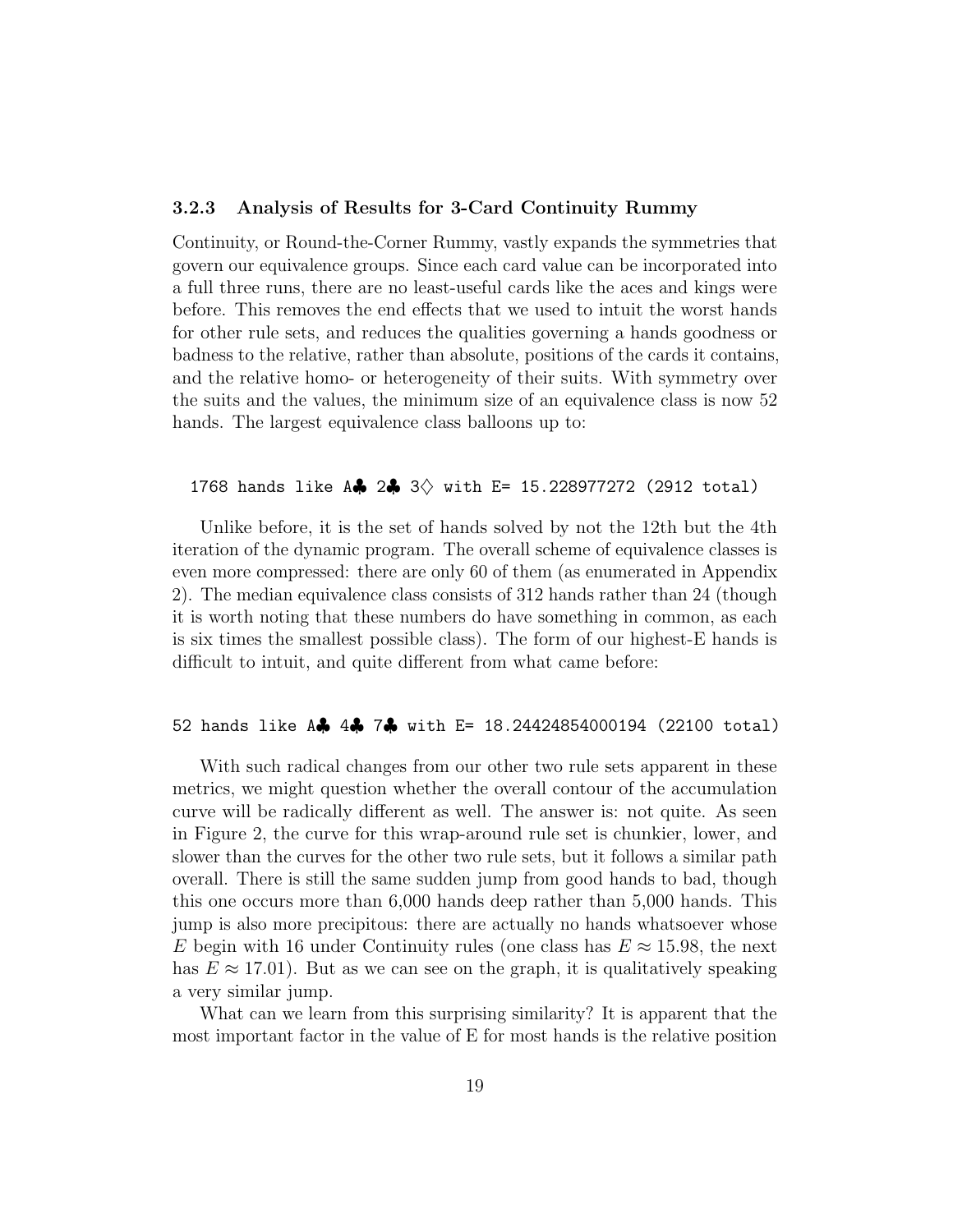### 3.2.3 Analysis of Results for 3-Card Continuity Rummy

Continuity, or Round-the-Corner Rummy, vastly expands the symmetries that govern our equivalence groups. Since each card value can be incorporated into a full three runs, there are no least-useful cards like the aces and kings were before. This removes the end effects that we used to intuit the worst hands for other rule sets, and reduces the qualities governing a hands goodness or badness to the relative, rather than absolute, positions of the cards it contains, and the relative homo- or heterogeneity of their suits. With symmetry over the suits and the values, the minimum size of an equivalence class is now 52 hands. The largest equivalence class balloons up to:

```
1768 hands like A♣ 2♣ 3♢ with E= 15.228977272 (2912 total)
```

Unlike before, it is the set of hands solved by not the 12th but the 4th iteration of the dynamic program. The overall scheme of equivalence classes is even more compressed: there are only 60 of them (as enumerated in Appendix 2). The median equivalence class consists of 312 hands rather than 24 (though it is worth noting that these numbers do have something in common, as each is six times the smallest possible class). The form of our highest-E hands is difficult to intuit, and quite different from what came before:

```
52 hands like A♣ 4♣ 7♣ with E= 18.24424854000194 (22100 total)
```

With such radical changes from our other two rule sets apparent in these metrics, we might question whether the overall contour of the accumulation curve will be radically different as well. The answer is: not quite. As seen in Figure 2, the curve for this wrap-around rule set is chunkier, lower, and slower than the curves for the other two rule sets, but it follows a similar path overall. There is still the same sudden jump from good hands to bad, though this one occurs more than 6,000 hands deep rather than 5,000 hands. This jump is also more precipitous: there are actually no hands whatsoever whose $E$ begin with 16 under Continuity rules (one class has $E \approx 15.98$, the next has $E \approx 17.01$). But as we can see on the graph, it is qualitatively speaking a very similar jump.

What can we learn from this surprising similarity? It is apparent that the most important factor in the value of E for most hands is the relative position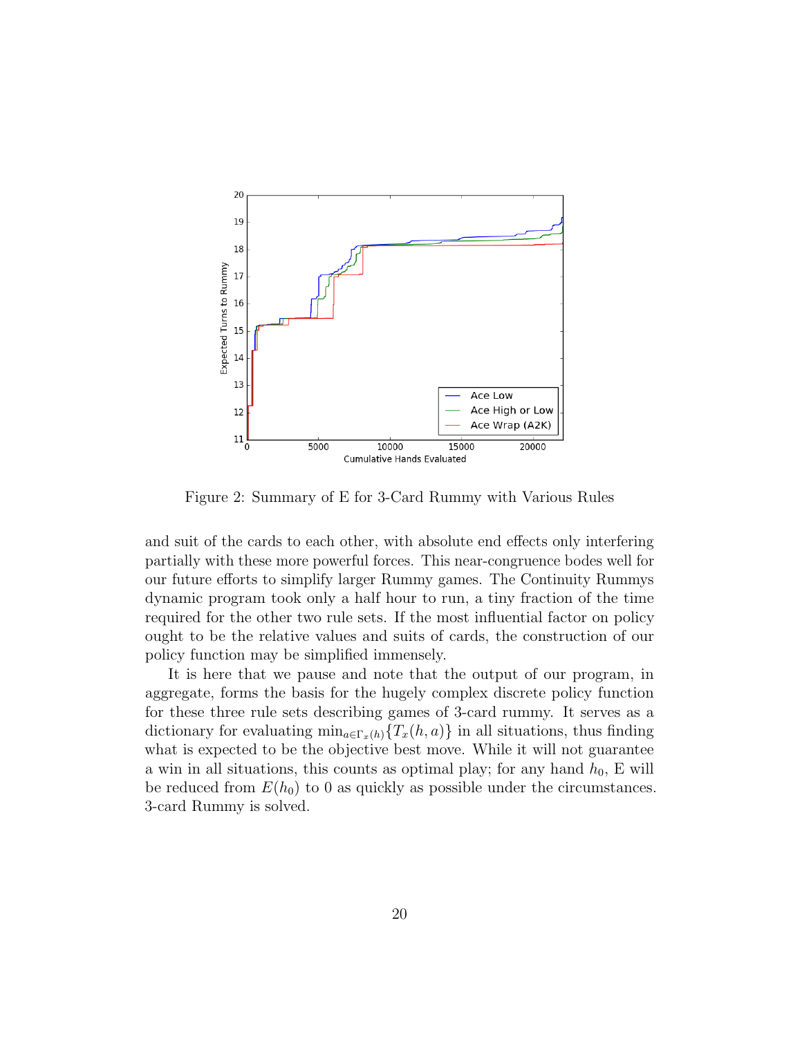Figure 2: Summary of E for 3-Card Rummy with Various Rules

and suit of the cards to each other, with absolute end effects only interfering partially with these more powerful forces. This near-congruence bodes well for our future efforts to simplify larger Rummy games. The Continuity Rummys dynamic program took only a half hour to run, a tiny fraction of the time required for the other two rule sets. If the most influential factor on policy ought to be the relative values and suits of cards, the construction of our policy function may be simplified immensely.

It is here that we pause and note that the output of our program, in aggregate, forms the basis for the hugely complex discrete policy function for these three rule sets describing games of 3-card rummy. It serves as a dictionary for evaluating $\min_{a \in \Gamma_x(h)}\{T_x(h,a)\}$ in all situations, thus finding what is expected to be the objective best move. While it will not guarantee a win in all situations, this counts as optimal play; for any hand $h_0$, E will be reduced from $E(h_0)$ to 0 as quickly as possible under the circumstances. 3-card Rummy is solved.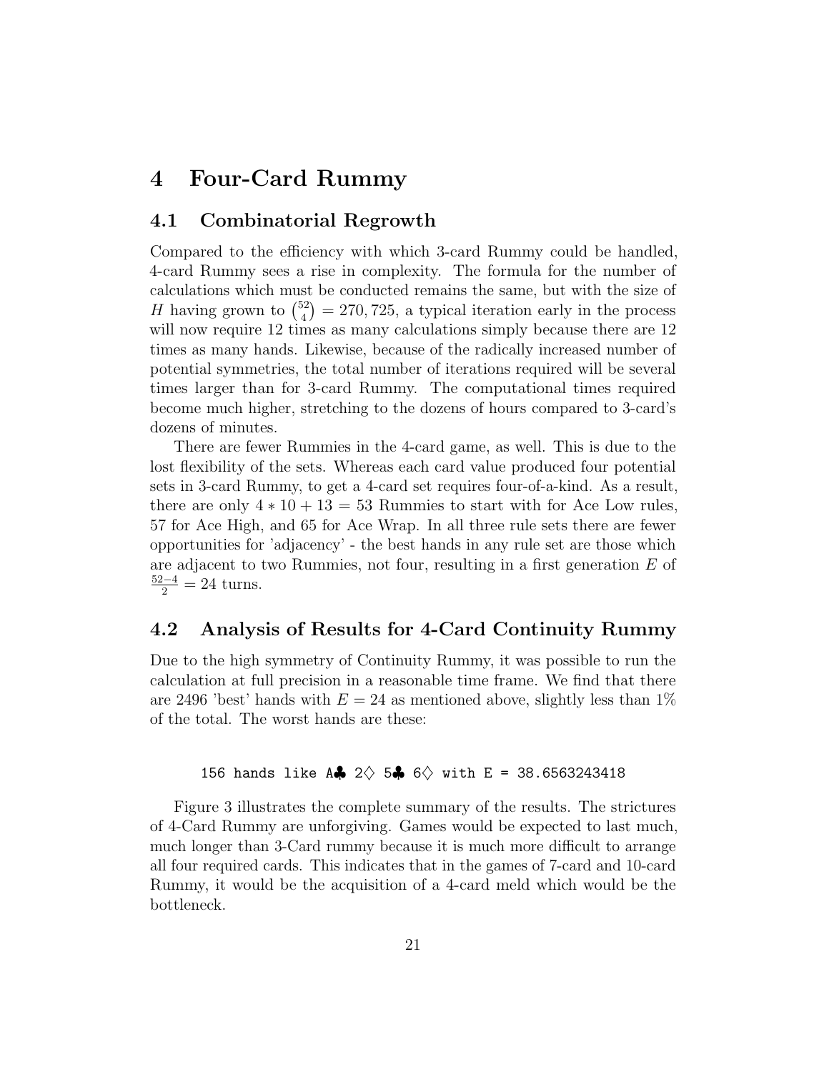# 4 Four-Card Rummy

## 4.1 Combinatorial Regrowth

Compared to the efficiency with which 3-card Rummy could be handled, 4-card Rummy sees a rise in complexity. The formula for the number of calculations which must be conducted remains the same, but with the size of $H$ having grown to $\binom{52}{4} = 270,725$, a typical iteration early in the process will now require 12 times as many calculations simply because there are 12 times as many hands. Likewise, because of the radically increased number of potential symmetries, the total number of iterations required will be several times larger than for 3-card Rummy. The computational times required become much higher, stretching to the dozens of hours compared to 3-card's dozens of minutes.

There are fewer Rummies in the 4-card game, as well. This is due to the lost flexibility of the sets. Whereas each card value produced four potential sets in 3-card Rummy, to get a 4-card set requires four-of-a-kind. As a result, there are only $4 * 10 + 13 = 53$ Rummies to start with for Ace Low rules, 57 for Ace High, and 65 for Ace Wrap. In all three rule sets there are fewer opportunities for 'adjacency' - the best hands in any rule set are those which are adjacent to two Rummies, not four, resulting in a first generation $E$ of $\frac{52-4}{2} = 24$ turns.

## 4.2 Analysis of Results for 4-Card Continuity Rummy

Due to the high symmetry of Continuity Rummy, it was possible to run the calculation at full precision in a reasonable time frame. We find that there are 2496 'best' hands with $E = 24$ as mentioned above, slightly less than 1% of the total. The worst hands are these:

```
156 hands like A♣ 2♢ 5♣ 6♢ with E = 38.6563243418
```

Figure 3 illustrates the complete summary of the results. The strictures of 4-Card Rummy are unforgiving. Games would be expected to last much, much longer than 3-Card rummy because it is much more difficult to arrange all four required cards. This indicates that in the games of 7-card and 10-card Rummy, it would be the acquisition of a 4-card meld which would be the bottleneck.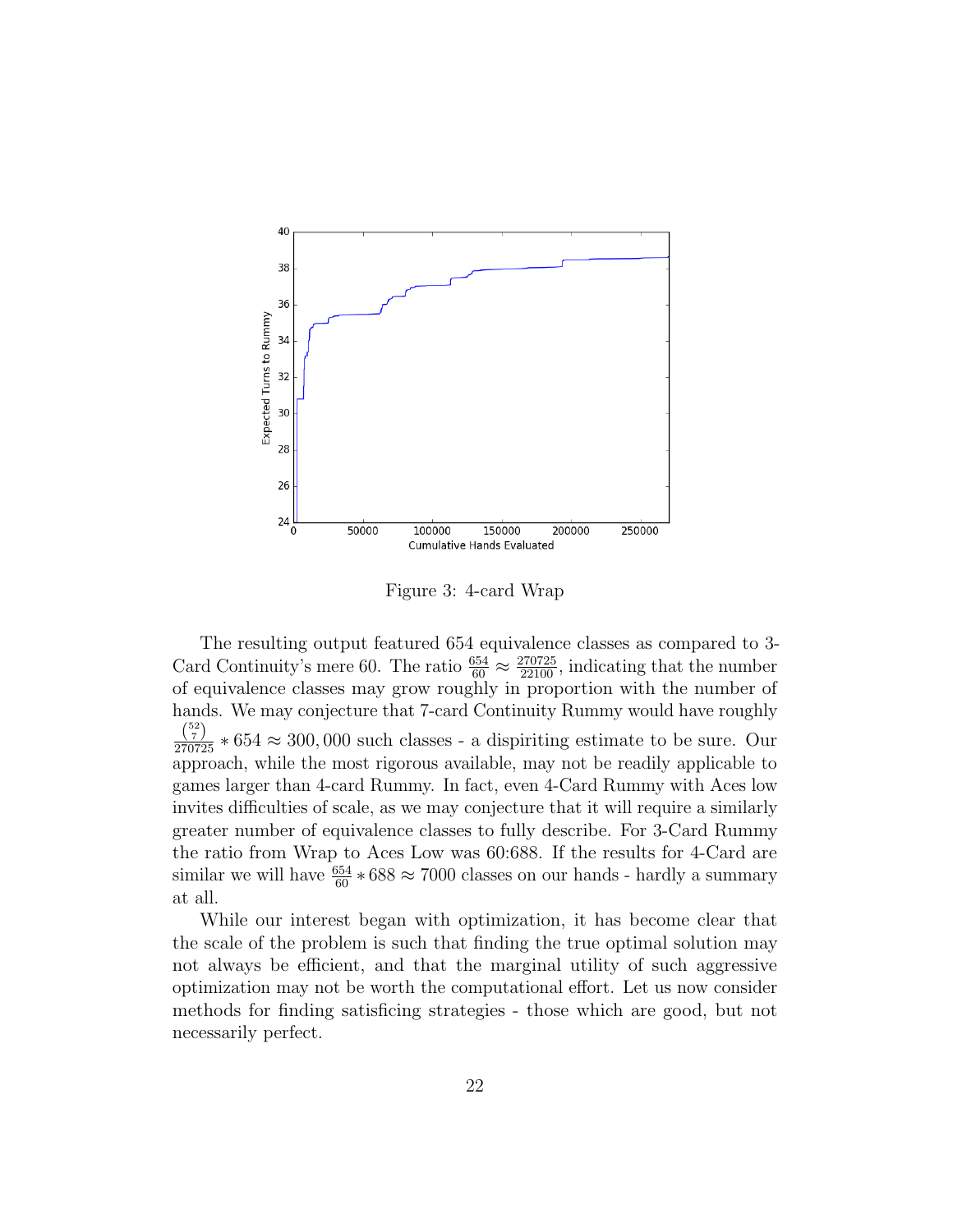Figure 3: 4-card Wrap

The resulting output featured 654 equivalence classes as compared to 3-Card Continuity's mere 60. The ratio $\frac{654}{60} \approx \frac{270725}{22100}$, indicating that the number of equivalence classes may grow roughly in proportion with the number of hands. We may conjecture that 7-card Continuity Rummy would have roughly $\frac{\binom{52}{7}}{270725} * 654 \approx 300,000$ such classes - a dispiriting estimate to be sure. Our approach, while the most rigorous available, may not be readily applicable to games larger than 4-card Rummy. In fact, even 4-Card Rummy with Aces low invites difficulties of scale, as we may conjecture that it will require a similarly greater number of equivalence classes to fully describe. For 3-Card Rummy the ratio from Wrap to Aces Low was 60:688. If the results for 4-Card are similar we will have $\frac{654}{60} * 688 \approx 7000$ classes on our hands - hardly a summary at all.

While our interest began with optimization, it has become clear that the scale of the problem is such that finding the true optimal solution may not always be efficient, and that the marginal utility of such aggressive optimization may not be worth the computational effort. Let us now consider methods for finding satisficing strategies - those which are good, but not necessarily perfect.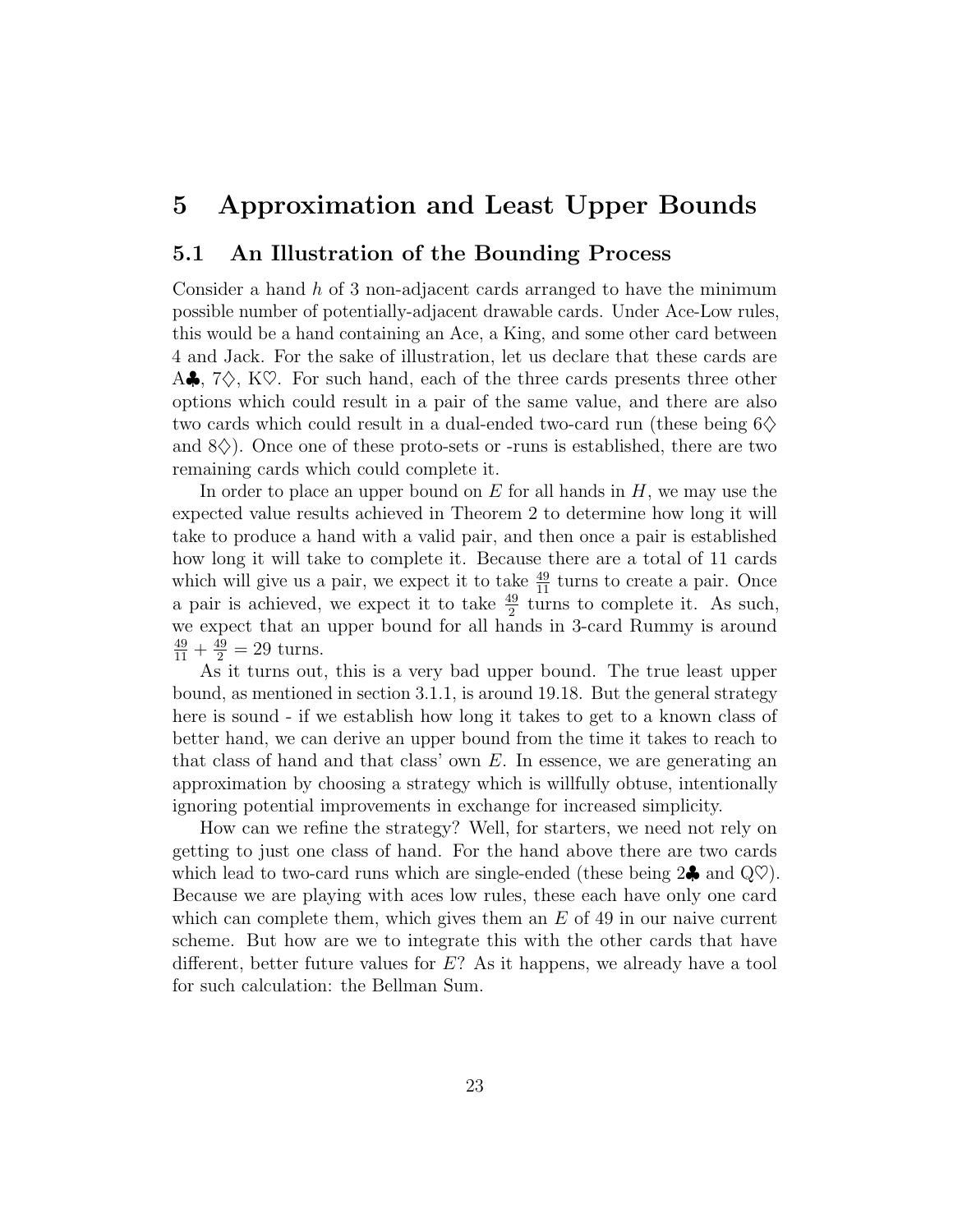# 5 Approximation and Least Upper Bounds

## 5.1 An Illustration of the Bounding Process

Consider a hand $h$ of 3 non-adjacent cards arranged to have the minimum possible number of potentially-adjacent drawable cards. Under Ace-Low rules, this would be a hand containing an Ace, a King, and some other card between 4 and Jack. For the sake of illustration, let us declare that these cards are A♣, 7♢, K♡. For such hand, each of the three cards presents three other options which could result in a pair of the same value, and there are also two cards which could result in a dual-ended two-card run (these being 6♢ and 8♢). Once one of these proto-sets or -runs is established, there are two remaining cards which could complete it.

In order to place an upper bound on $E$ for all hands in $H$, we may use the expected value results achieved in Theorem 2 to determine how long it will take to produce a hand with a valid pair, and then once a pair is established how long it will take to complete it. Because there are a total of 11 cards which will give us a pair, we expect it to take $\frac{49}{11}$ turns to create a pair. Once a pair is achieved, we expect it to take $\frac{49}{2}$ turns to complete it. As such, we expect that an upper bound for all hands in 3-card Rummy is around $\frac{49}{11} + \frac{49}{2} = 29$ turns.

As it turns out, this is a very bad upper bound. The true least upper bound, as mentioned in section 3.1.1, is around 19.18. But the general strategy here is sound - if we establish how long it takes to get to a known class of better hand, we can derive an upper bound from the time it takes to reach to that class of hand and that class' own $E$. In essence, we are generating an approximation by choosing a strategy which is willfully obtuse, intentionally ignoring potential improvements in exchange for increased simplicity.

How can we refine the strategy? Well, for starters, we need not rely on getting to just one class of hand. For the hand above there are two cards which lead to two-card runs which are single-ended (these being 2♣ and Q♡). Because we are playing with aces low rules, these each have only one card which can complete them, which gives them an $E$ of 49 in our naive current scheme. But how are we to integrate this with the other cards that have different, better future values for $E$? As it happens, we already have a tool for such calculation: the Bellman Sum.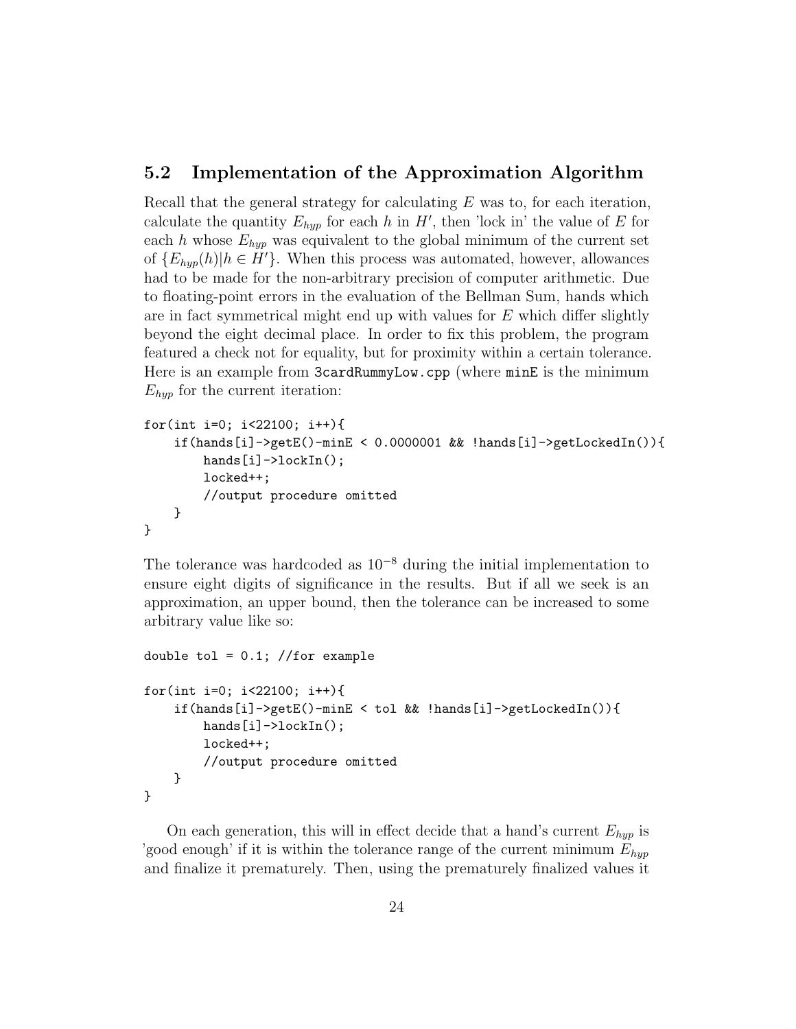## 5.2 Implementation of the Approximation Algorithm

Recall that the general strategy for calculating $E$ was to, for each iteration, calculate the quantity $E_{hyp}$ for each $h$ in $H'$, then 'lock in' the value of $E$ for each $h$ whose $E_{hyp}$ was equivalent to the global minimum of the current set of $\{E_{hyp}(h)|h \in H'\}$. When this process was automated, however, allowances had to be made for the non-arbitrary precision of computer arithmetic. Due to floating-point errors in the evaluation of the Bellman Sum, hands which are in fact symmetrical might end up with values for $E$ which differ slightly beyond the eight decimal place. In order to fix this problem, the program featured a check not for equality, but for proximity within a certain tolerance. Here is an example from `3cardRummyLow.cpp` (where `minE` is the minimum $E_{hyp}$ for the current iteration:

```
for(int i=0; i<22100; i++){
    if(hands[i]->getE()-minE < 0.0000001 && !hands[i]->getLockedIn()){
        hands[i]->lockIn();
        locked++;
        //output procedure omitted
    }
}
```

The tolerance was hardcoded as $10^{-8}$ during the initial implementation to ensure eight digits of significance in the results. But if all we seek is an approximation, an upper bound, then the tolerance can be increased to some arbitrary value like so:

```
double tol = 0.1; //for example

for(int i=0; i<22100; i++){
    if(hands[i]->getE()-minE < tol && !hands[i]->getLockedIn()){
        hands[i]->lockIn();
        locked++;
        //output procedure omitted
    }
}
```

On each generation, this will in effect decide that a hand's current $E_{hyp}$ is 'good enough' if it is within the tolerance range of the current minimum $E_{hyp}$ and finalize it prematurely. Then, using the prematurely finalized values it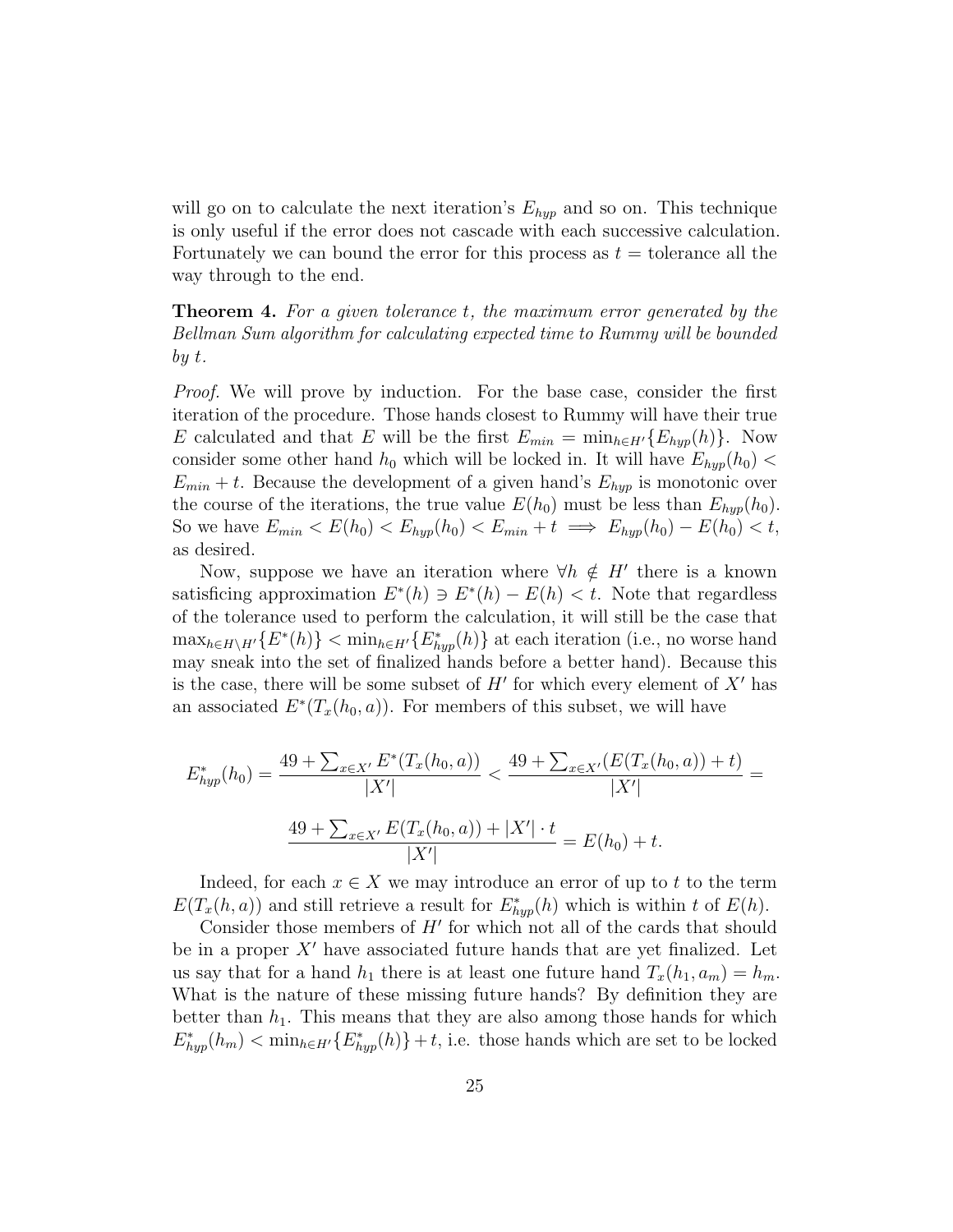will go on to calculate the next iteration's $E_{hyp}$ and so on. This technique is only useful if the error does not cascade with each successive calculation. Fortunately we can bound the error for this process as $t =$ tolerance all the way through to the end.

**Theorem 4.** *For a given tolerance $t$, the maximum error generated by the Bellman Sum algorithm for calculating expected time to Rummy will be bounded by $t$.*

*Proof.* We will prove by induction. For the base case, consider the first iteration of the procedure. Those hands closest to Rummy will have their true $E$ calculated and that $E$ will be the first $E_{min} = \min_{h \in H'}\{E_{hyp}(h)\}$. Now consider some other hand $h_0$ which will be locked in. It will have $E_{hyp}(h_0) < E_{min} + t$. Because the development of a given hand's $E_{hyp}$ is monotonic over the course of the iterations, the true value $E(h_0)$ must be less than $E_{hyp}(h_0)$. So we have $E_{min} < E(h_0) < E_{hyp}(h_0) < E_{min} + t \implies E_{hyp}(h_0) - E(h_0) < t$, as desired.

Now, suppose we have an iteration where $\forall h \notin H'$ there is a known satisficing approximation $E^*(h) \ni E^*(h) - E(h) < t$. Note that regardless of the tolerance used to perform the calculation, it will still be the case that $\max_{h \in H \setminus H'}\{E^*(h)\} < \min_{h \in H'}\{E^*_{hyp}(h)\}$ at each iteration (i.e., no worse hand may sneak into the set of finalized hands before a better hand). Because this is the case, there will be some subset of $H'$ for which every element of $X'$ has an associated $E^*(T_x(h_0, a))$. For members of this subset, we will have

$$E^*_{hyp}(h_0) = \frac{49 + \sum_{x \in X'} E^*(T_x(h_0, a))}{|X'|} < \frac{49 + \sum_{x \in X'}(E(T_x(h_0, a)) + t)}{|X'|} =$$

$$\frac{49 + \sum_{x \in X'} E(T_x(h_0, a)) + |X'| \cdot t}{|X'|} = E(h_0) + t.$$

Indeed, for each $x \in X$ we may introduce an error of up to $t$ to the term $E(T_x(h, a))$ and still retrieve a result for $E^*_{hyp}(h)$ which is within $t$ of $E(h)$.

Consider those members of $H'$ for which not all of the cards that should be in a proper $X'$ have associated future hands that are yet finalized. Let us say that for a hand $h_1$ there is at least one future hand $T_x(h_1, a_m) = h_m$. What is the nature of these missing future hands? By definition they are better than $h_1$. This means that they are also among those hands for which $E^*_{hyp}(h_m) < \min_{h \in H'}\{E^*_{hyp}(h)\} + t$, i.e. those hands which are set to be locked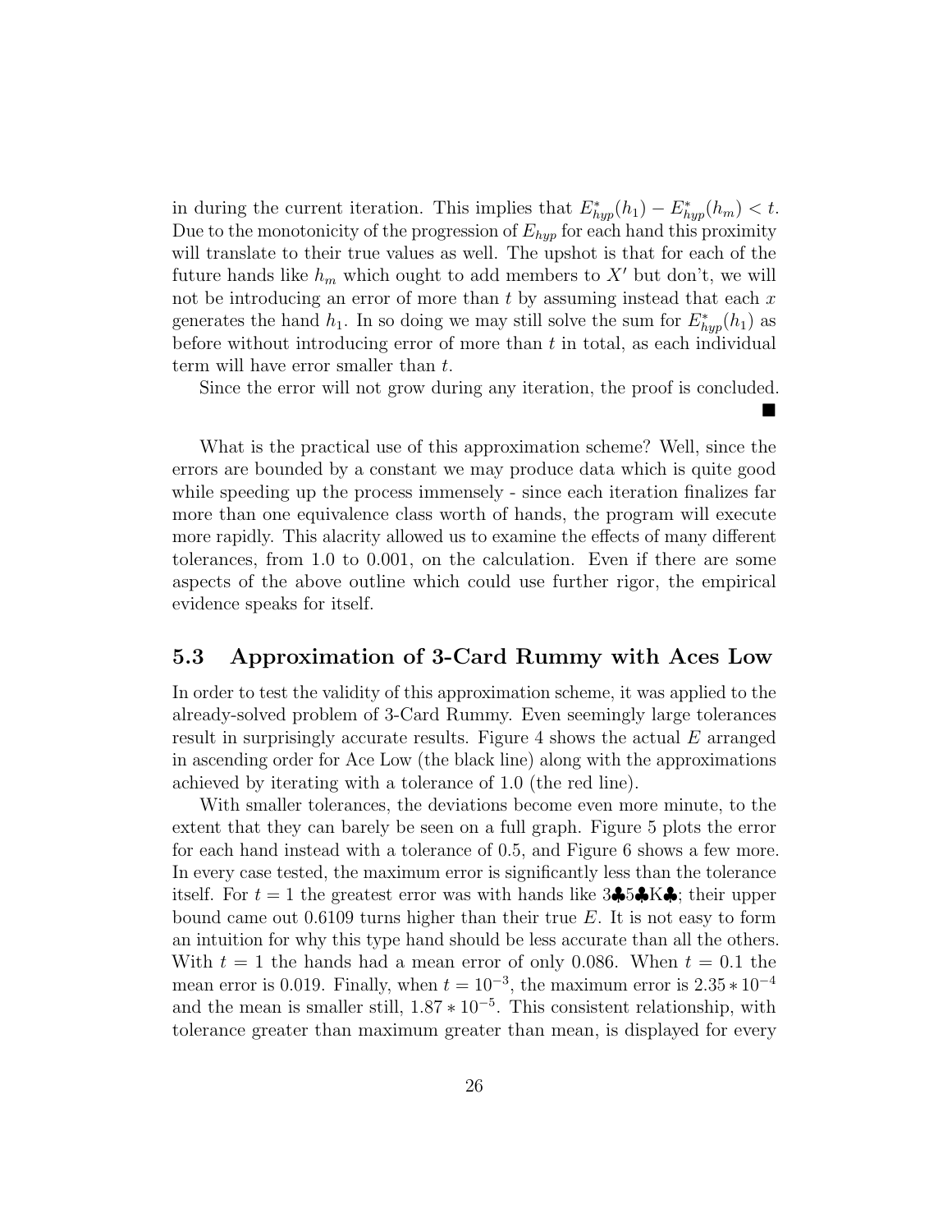in during the current iteration. This implies that $E^*_{hyp}(h_1) - E^*_{hyp}(h_m) < t$. Due to the monotonicity of the progression of $E_{hyp}$ for each hand this proximity will translate to their true values as well. The upshot is that for each of the future hands like $h_m$ which ought to add members to $X'$ but don't, we will not be introducing an error of more than $t$ by assuming instead that each $x$ generates the hand $h_1$. In so doing we may still solve the sum for $E^*_{hyp}(h_1)$ as before without introducing error of more than $t$ in total, as each individual term will have error smaller than $t$.

Since the error will not grow during any iteration, the proof is concluded. ■

What is the practical use of this approximation scheme? Well, since the errors are bounded by a constant we may produce data which is quite good while speeding up the process immensely - since each iteration finalizes far more than one equivalence class worth of hands, the program will execute more rapidly. This alacrity allowed us to examine the effects of many different tolerances, from 1.0 to 0.001, on the calculation. Even if there are some aspects of the above outline which could use further rigor, the empirical evidence speaks for itself.

## 5.3 Approximation of 3-Card Rummy with Aces Low

In order to test the validity of this approximation scheme, it was applied to the already-solved problem of 3-Card Rummy. Even seemingly large tolerances result in surprisingly accurate results. Figure 4 shows the actual $E$ arranged in ascending order for Ace Low (the black line) along with the approximations achieved by iterating with a tolerance of 1.0 (the red line).

With smaller tolerances, the deviations become even more minute, to the extent that they can barely be seen on a full graph. Figure 5 plots the error for each hand instead with a tolerance of 0.5, and Figure 6 shows a few more. In every case tested, the maximum error is significantly less than the tolerance itself. For $t = 1$ the greatest error was with hands like 3♣5♣K♣; their upper bound came out 0.6109 turns higher than their true $E$. It is not easy to form an intuition for why this type hand should be less accurate than all the others. With $t = 1$ the hands had a mean error of only 0.086. When $t = 0.1$ the mean error is 0.019. Finally, when $t = 10^{-3}$, the maximum error is $2.35 * 10^{-4}$ and the mean is smaller still, $1.87 * 10^{-5}$. This consistent relationship, with tolerance greater than maximum greater than mean, is displayed for every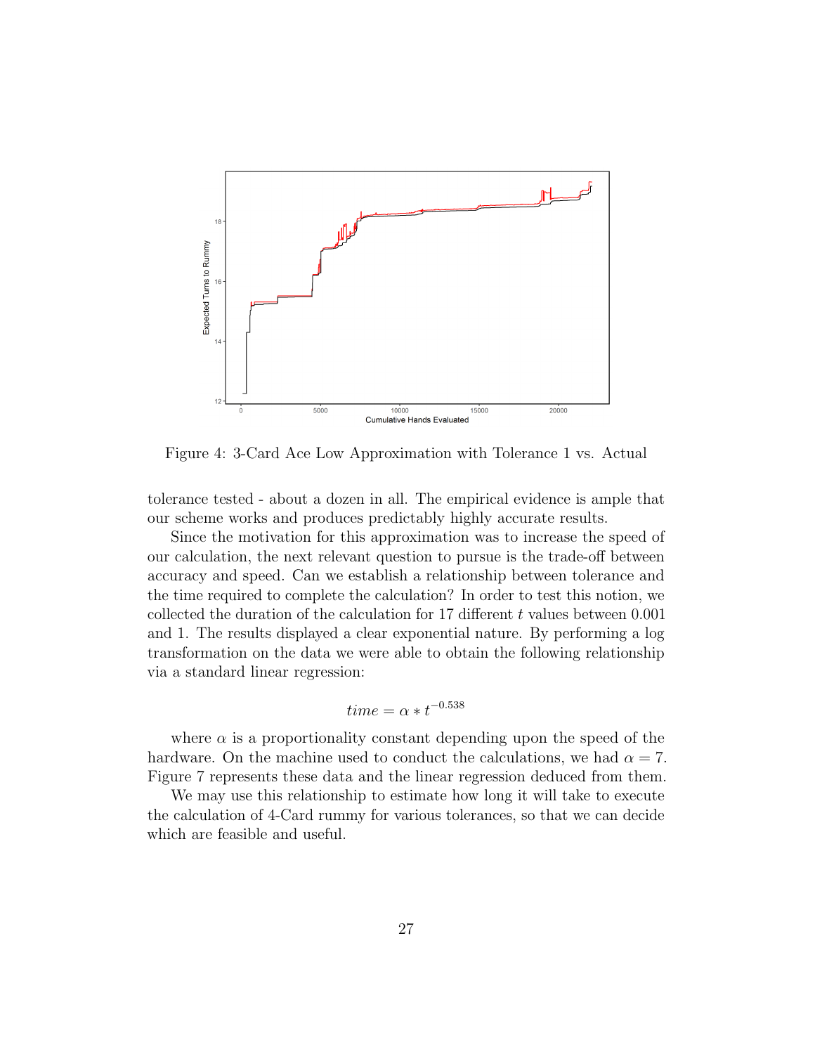Figure 4: 3-Card Ace Low Approximation with Tolerance 1 vs. Actual

tolerance tested - about a dozen in all. The empirical evidence is ample that our scheme works and produces predictably highly accurate results.

Since the motivation for this approximation was to increase the speed of our calculation, the next relevant question to pursue is the trade-off between accuracy and speed. Can we establish a relationship between tolerance and the time required to complete the calculation? In order to test this notion, we collected the duration of the calculation for 17 different $t$ values between 0.001 and 1. The results displayed a clear exponential nature. By performing a log transformation on the data we were able to obtain the following relationship via a standard linear regression:

$$time = \alpha * t^{-0.538}$$

where $\alpha$ is a proportionality constant depending upon the speed of the hardware. On the machine used to conduct the calculations, we had $\alpha = 7$. Figure 7 represents these data and the linear regression deduced from them.

We may use this relationship to estimate how long it will take to execute the calculation of 4-Card rummy for various tolerances, so that we can decide which are feasible and useful.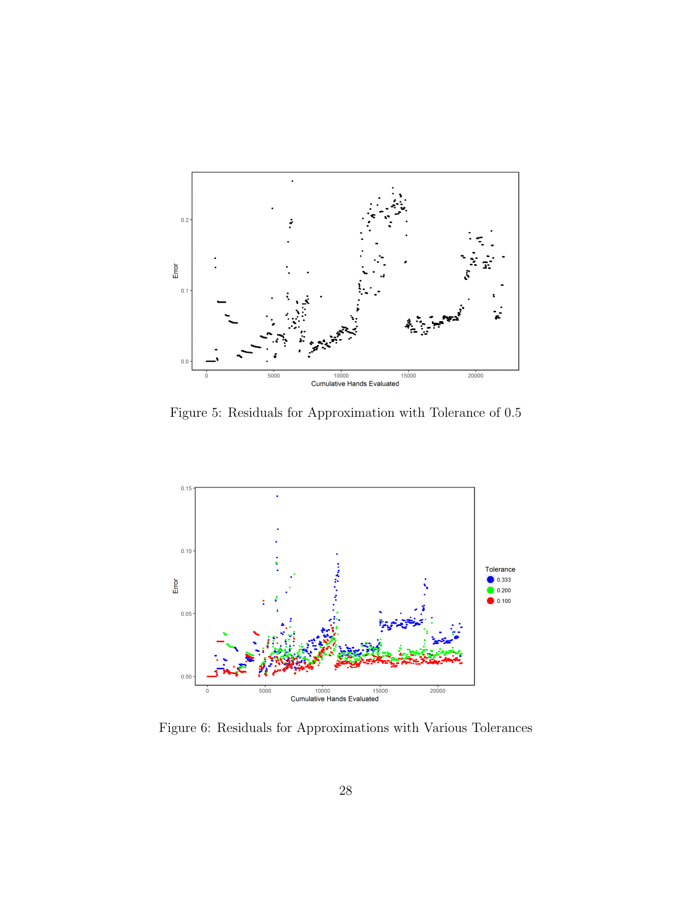Figure 5: Residuals for Approximation with Tolerance of 0.5

Figure 6: Residuals for Approximations with Various Tolerances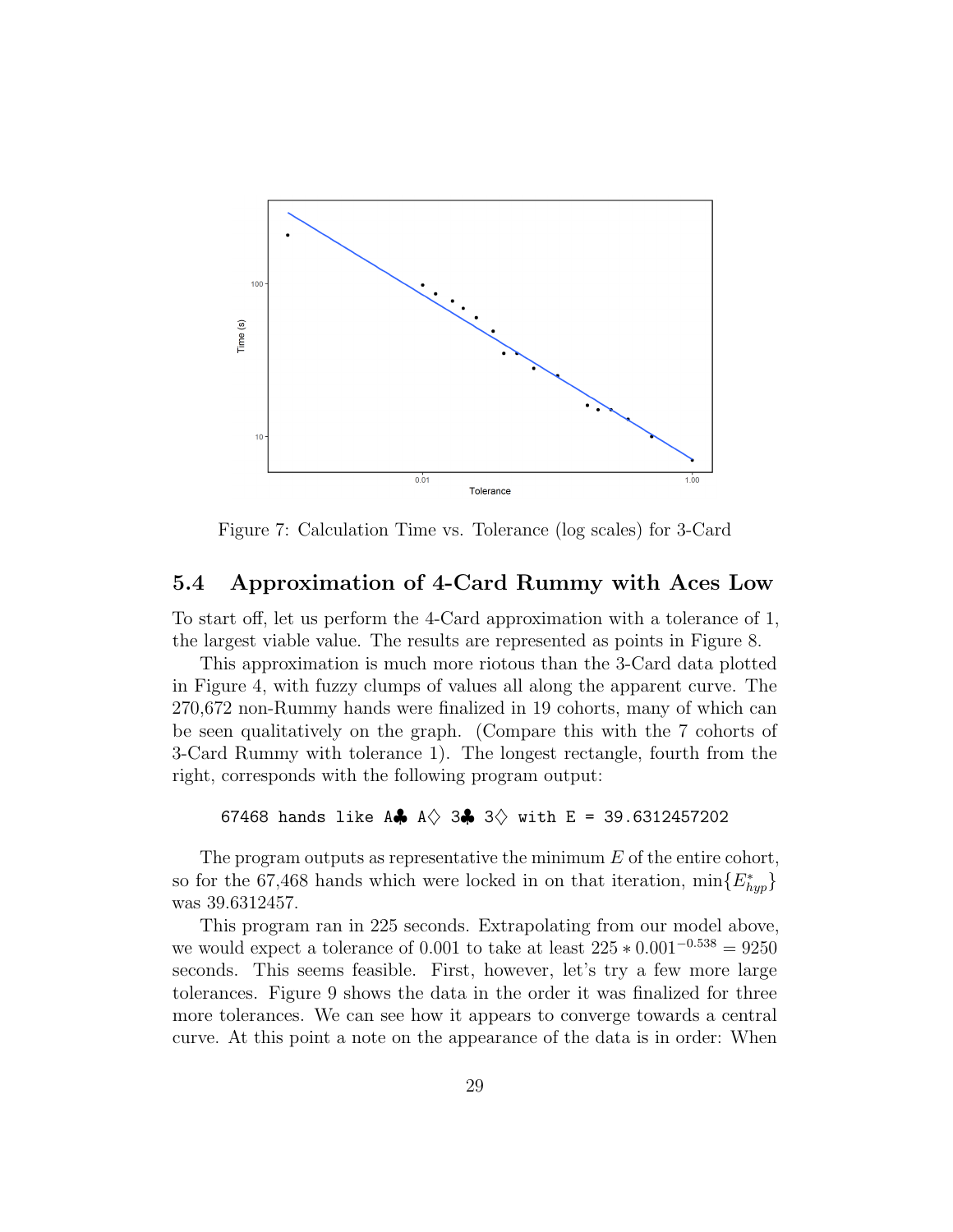Figure 7: Calculation Time vs. Tolerance (log scales) for 3-Card

### 5.4 Approximation of 4-Card Rummy with Aces Low

To start off, let us perform the 4-Card approximation with a tolerance of 1, the largest viable value. The results are represented as points in Figure 8.

This approximation is much more riotous than the 3-Card data plotted in Figure 4, with fuzzy clumps of values all along the apparent curve. The 270,672 non-Rummy hands were finalized in 19 cohorts, many of which can be seen qualitatively on the graph. (Compare this with the 7 cohorts of 3-Card Rummy with tolerance 1). The longest rectangle, fourth from the right, corresponds with the following program output:

```
67468 hands like A♣ A♢ 3♣ 3♢ with E = 39.6312457202
```

The program outputs as representative the minimum $E$ of the entire cohort, so for the 67,468 hands which were locked in on that iteration, $\min\{E^*_{hyp}\}$ was 39.6312457.

This program ran in 225 seconds. Extrapolating from our model above, we would expect a tolerance of 0.001 to take at least $225 * 0.001^{-0.538} = 9250$ seconds. This seems feasible. First, however, let's try a few more large tolerances. Figure 9 shows the data in the order it was finalized for three more tolerances. We can see how it appears to converge towards a central curve. At this point a note on the appearance of the data is in order: When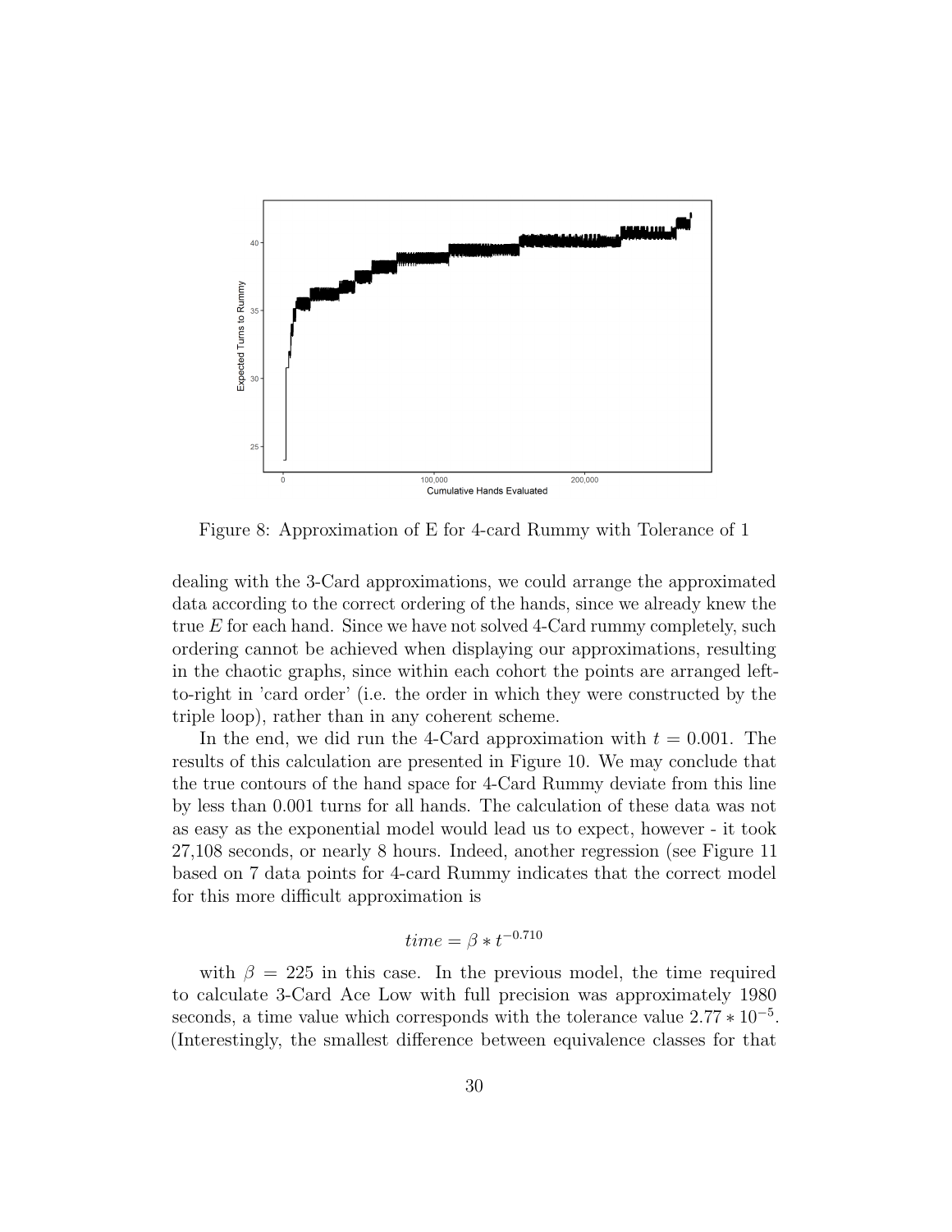Figure 8: Approximation of E for 4-card Rummy with Tolerance of 1

dealing with the 3-Card approximations, we could arrange the approximated data according to the correct ordering of the hands, since we already knew the true $E$ for each hand. Since we have not solved 4-Card rummy completely, such ordering cannot be achieved when displaying our approximations, resulting in the chaotic graphs, since within each cohort the points are arranged left-to-right in 'card order' (i.e. the order in which they were constructed by the triple loop), rather than in any coherent scheme.

In the end, we did run the 4-Card approximation with $t = 0.001$. The results of this calculation are presented in Figure 10. We may conclude that the true contours of the hand space for 4-Card Rummy deviate from this line by less than 0.001 turns for all hands. The calculation of these data was not as easy as the exponential model would lead us to expect, however - it took 27,108 seconds, or nearly 8 hours. Indeed, another regression (see Figure 11 based on 7 data points for 4-card Rummy indicates that the correct model for this more difficult approximation is

$$time = \beta * t^{-0.710}$$

with $\beta = 225$ in this case. In the previous model, the time required to calculate 3-Card Ace Low with full precision was approximately 1980 seconds, a time value which corresponds with the tolerance value $2.77 * 10^{-5}$. (Interestingly, the smallest difference between equivalence classes for that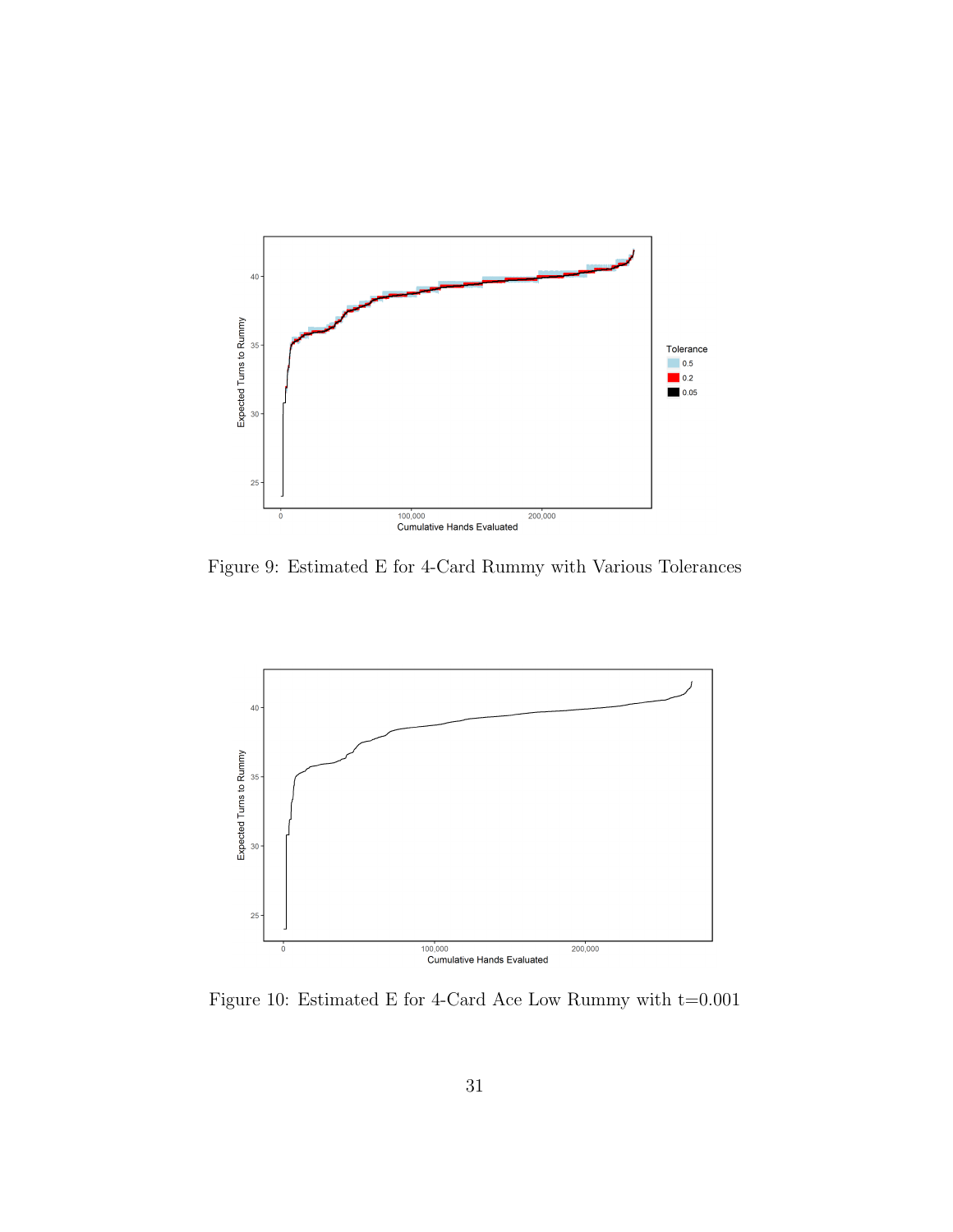Figure 9: Estimated E for 4-Card Rummy with Various Tolerances

Figure 10: Estimated E for 4-Card Ace Low Rummy with t=0.001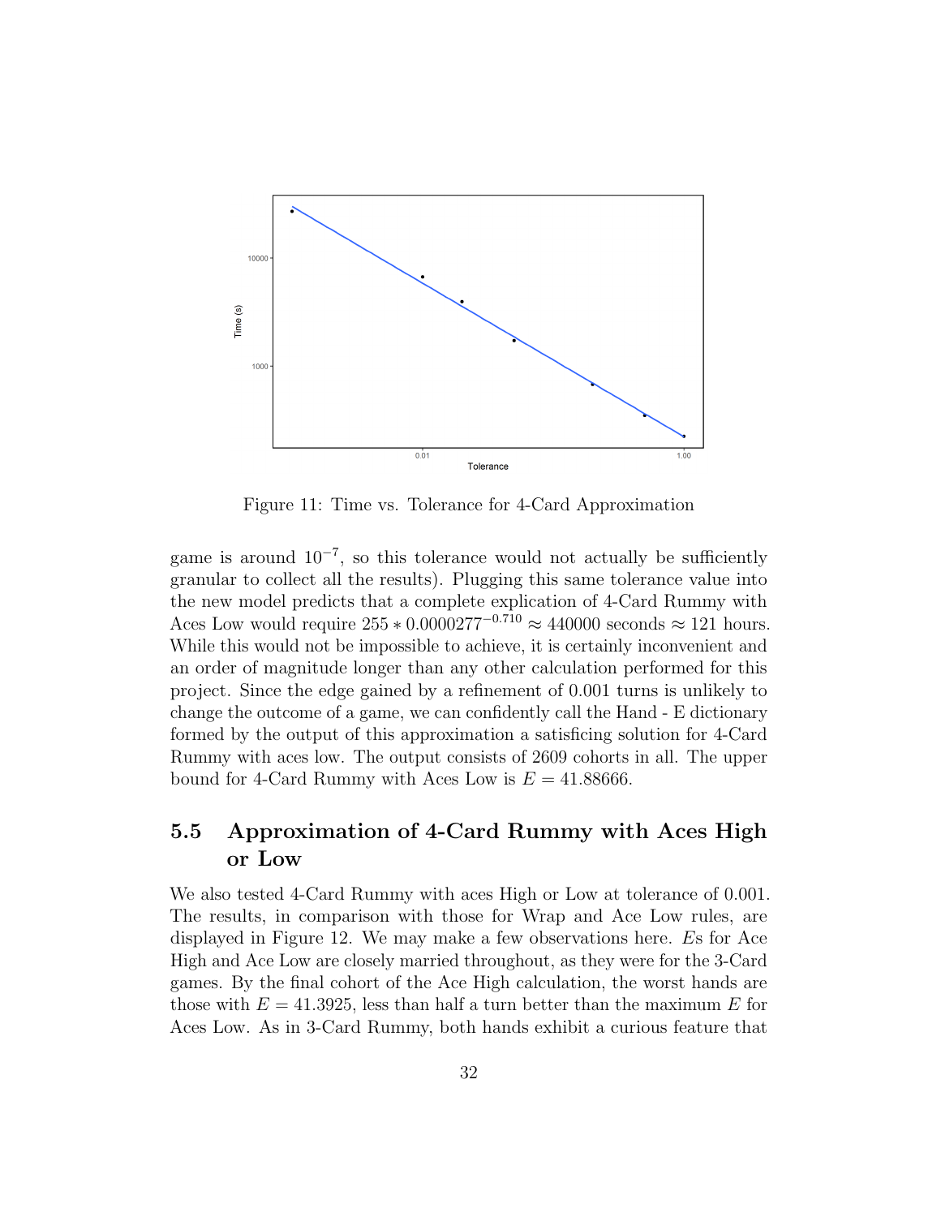Figure 11: Time vs. Tolerance for 4-Card Approximation

game is around $10^{-7}$, so this tolerance would not actually be sufficiently granular to collect all the results). Plugging this same tolerance value into the new model predicts that a complete explication of 4-Card Rummy with Aces Low would require $255 * 0.0000277^{-0.710} \approx 440000$ seconds $\approx 121$ hours. While this would not be impossible to achieve, it is certainly inconvenient and an order of magnitude longer than any other calculation performed for this project. Since the edge gained by a refinement of 0.001 turns is unlikely to change the outcome of a game, we can confidently call the Hand - E dictionary formed by the output of this approximation a satisficing solution for 4-Card Rummy with aces low. The output consists of 2609 cohorts in all. The upper bound for 4-Card Rummy with Aces Low is $E = 41.88666$.

## 5.5 Approximation of 4-Card Rummy with Aces High or Low

We also tested 4-Card Rummy with aces High or Low at tolerance of 0.001. The results, in comparison with those for Wrap and Ace Low rules, are displayed in Figure 12. We may make a few observations here. $E$s for Ace High and Ace Low are closely married throughout, as they were for the 3-Card games. By the final cohort of the Ace High calculation, the worst hands are those with $E = 41.3925$, less than half a turn better than the maximum $E$ for Aces Low. As in 3-Card Rummy, both hands exhibit a curious feature that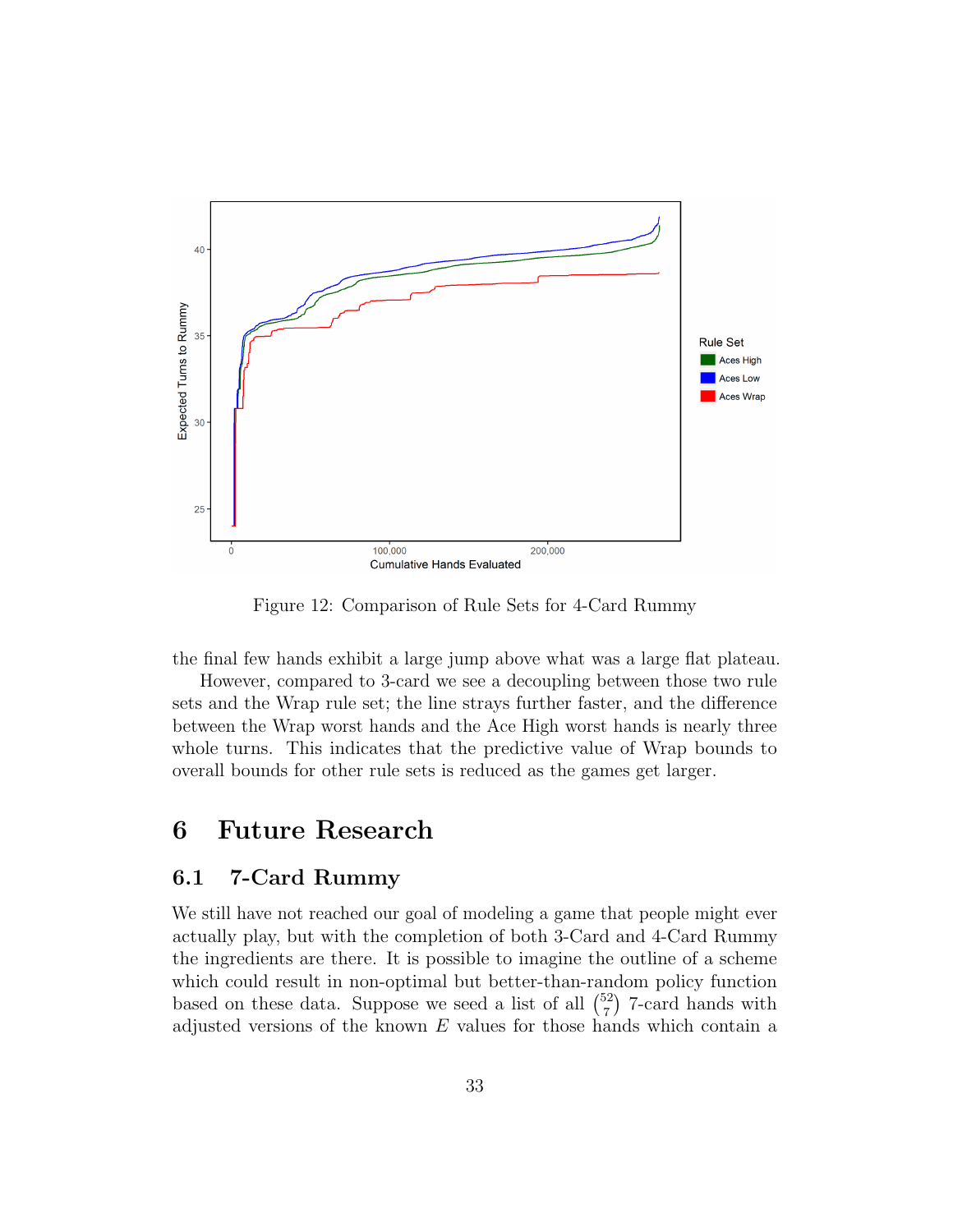Figure 12: Comparison of Rule Sets for 4-Card Rummy

the final few hands exhibit a large jump above what was a large flat plateau.

However, compared to 3-card we see a decoupling between those two rule sets and the Wrap rule set; the line strays further faster, and the difference between the Wrap worst hands and the Ace High worst hands is nearly three whole turns. This indicates that the predictive value of Wrap bounds to overall bounds for other rule sets is reduced as the games get larger.

# 6 Future Research

## 6.1 7-Card Rummy

We still have not reached our goal of modeling a game that people might ever actually play, but with the completion of both 3-Card and 4-Card Rummy the ingredients are there. It is possible to imagine the outline of a scheme which could result in non-optimal but better-than-random policy function based on these data. Suppose we seed a list of all $\binom{52}{7}$ 7-card hands with adjusted versions of the known $E$ values for those hands which contain a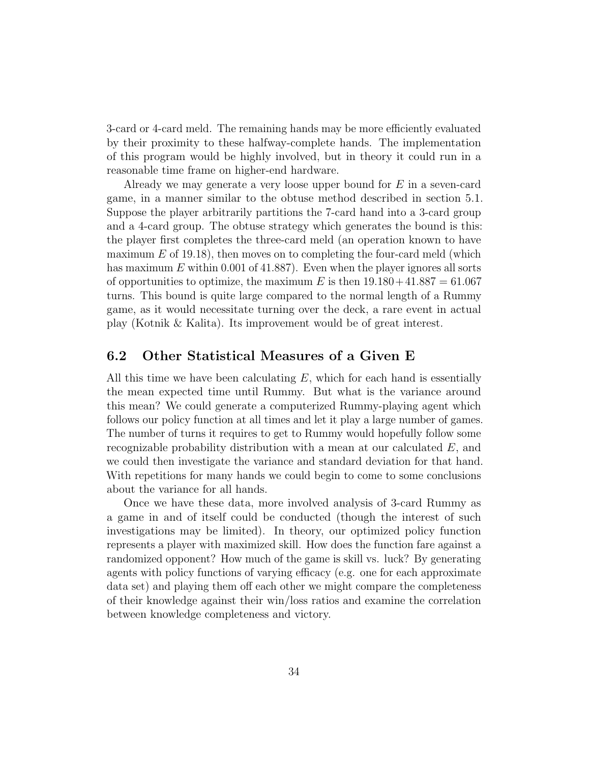3-card or 4-card meld. The remaining hands may be more efficiently evaluated by their proximity to these halfway-complete hands. The implementation of this program would be highly involved, but in theory it could run in a reasonable time frame on higher-end hardware.

Already we may generate a very loose upper bound for $E$ in a seven-card game, in a manner similar to the obtuse method described in section 5.1. Suppose the player arbitrarily partitions the 7-card hand into a 3-card group and a 4-card group. The obtuse strategy which generates the bound is this: the player first completes the three-card meld (an operation known to have maximum $E$ of 19.18), then moves on to completing the four-card meld (which has maximum $E$ within 0.001 of 41.887). Even when the player ignores all sorts of opportunities to optimize, the maximum $E$ is then $19.180 + 41.887 = 61.067$ turns. This bound is quite large compared to the normal length of a Rummy game, as it would necessitate turning over the deck, a rare event in actual play (Kotnik & Kalita). Its improvement would be of great interest.

## 6.2 Other Statistical Measures of a Given E

All this time we have been calculating $E$, which for each hand is essentially the mean expected time until Rummy. But what is the variance around this mean? We could generate a computerized Rummy-playing agent which follows our policy function at all times and let it play a large number of games. The number of turns it requires to get to Rummy would hopefully follow some recognizable probability distribution with a mean at our calculated $E$, and we could then investigate the variance and standard deviation for that hand. With repetitions for many hands we could begin to come to some conclusions about the variance for all hands.

Once we have these data, more involved analysis of 3-card Rummy as a game in and of itself could be conducted (though the interest of such investigations may be limited). In theory, our optimized policy function represents a player with maximized skill. How does the function fare against a randomized opponent? How much of the game is skill vs. luck? By generating agents with policy functions of varying efficacy (e.g. one for each approximate data set) and playing them off each other we might compare the completeness of their knowledge against their win/loss ratios and examine the correlation between knowledge completeness and victory.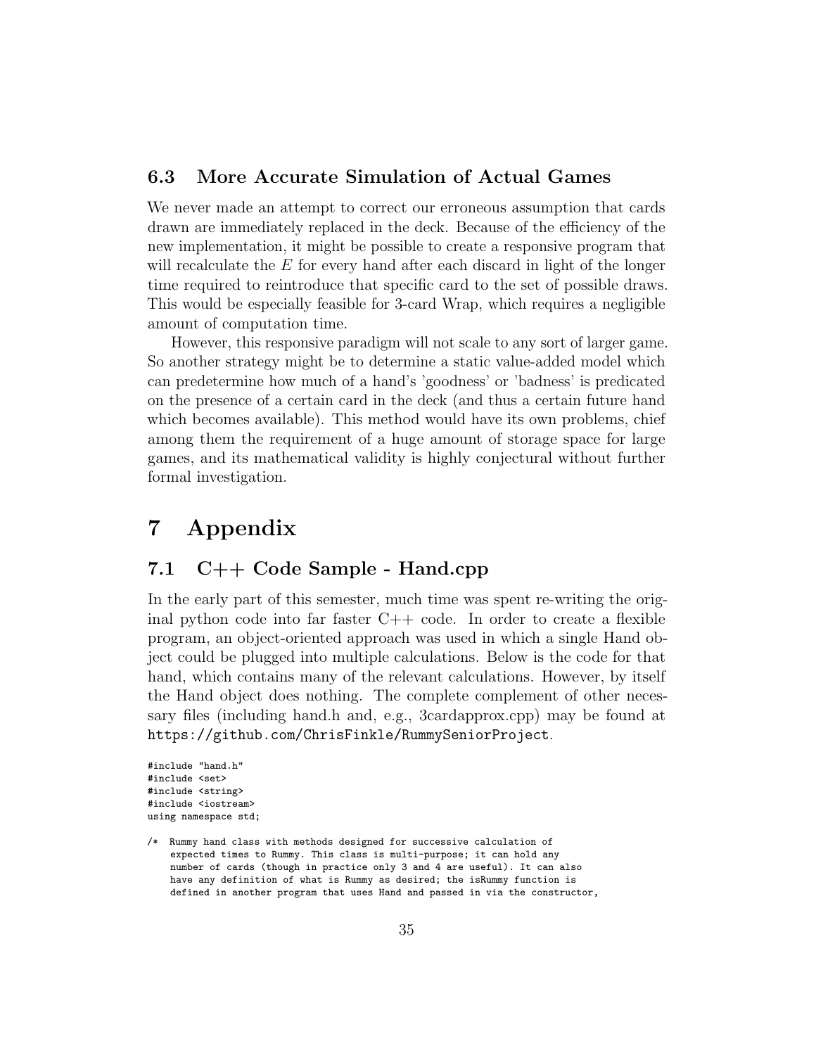### 6.3 More Accurate Simulation of Actual Games

We never made an attempt to correct our erroneous assumption that cards drawn are immediately replaced in the deck. Because of the efficiency of the new implementation, it might be possible to create a responsive program that will recalculate the $E$ for every hand after each discard in light of the longer time required to reintroduce that specific card to the set of possible draws. This would be especially feasible for 3-card Wrap, which requires a negligible amount of computation time.

However, this responsive paradigm will not scale to any sort of larger game. So another strategy might be to determine a static value-added model which can predetermine how much of a hand's 'goodness' or 'badness' is predicated on the presence of a certain card in the deck (and thus a certain future hand which becomes available). This method would have its own problems, chief among them the requirement of a huge amount of storage space for large games, and its mathematical validity is highly conjectural without further formal investigation.

# 7 Appendix

## 7.1 C++ Code Sample - Hand.cpp

In the early part of this semester, much time was spent re-writing the original python code into far faster C++ code. In order to create a flexible program, an object-oriented approach was used in which a single Hand object could be plugged into multiple calculations. Below is the code for that hand, which contains many of the relevant calculations. However, by itself the Hand object does nothing. The complete complement of other necessary files (including hand.h and, e.g., 3cardapprox.cpp) may be found at `https://github.com/ChrisFinkle/RummySeniorProject`.

```
#include "hand.h"
#include <set>
#include <string>
#include <iostream>
using namespace std;

/*  Rummy hand class with methods designed for successive calculation of
    expected times to Rummy. This class is multi-purpose; it can hold any
    number of cards (though in practice only 3 and 4 are useful). It can also
    have any definition of what is Rummy as desired; the isRummy function is
    defined in another program that uses Hand and passed in via the constructor,
```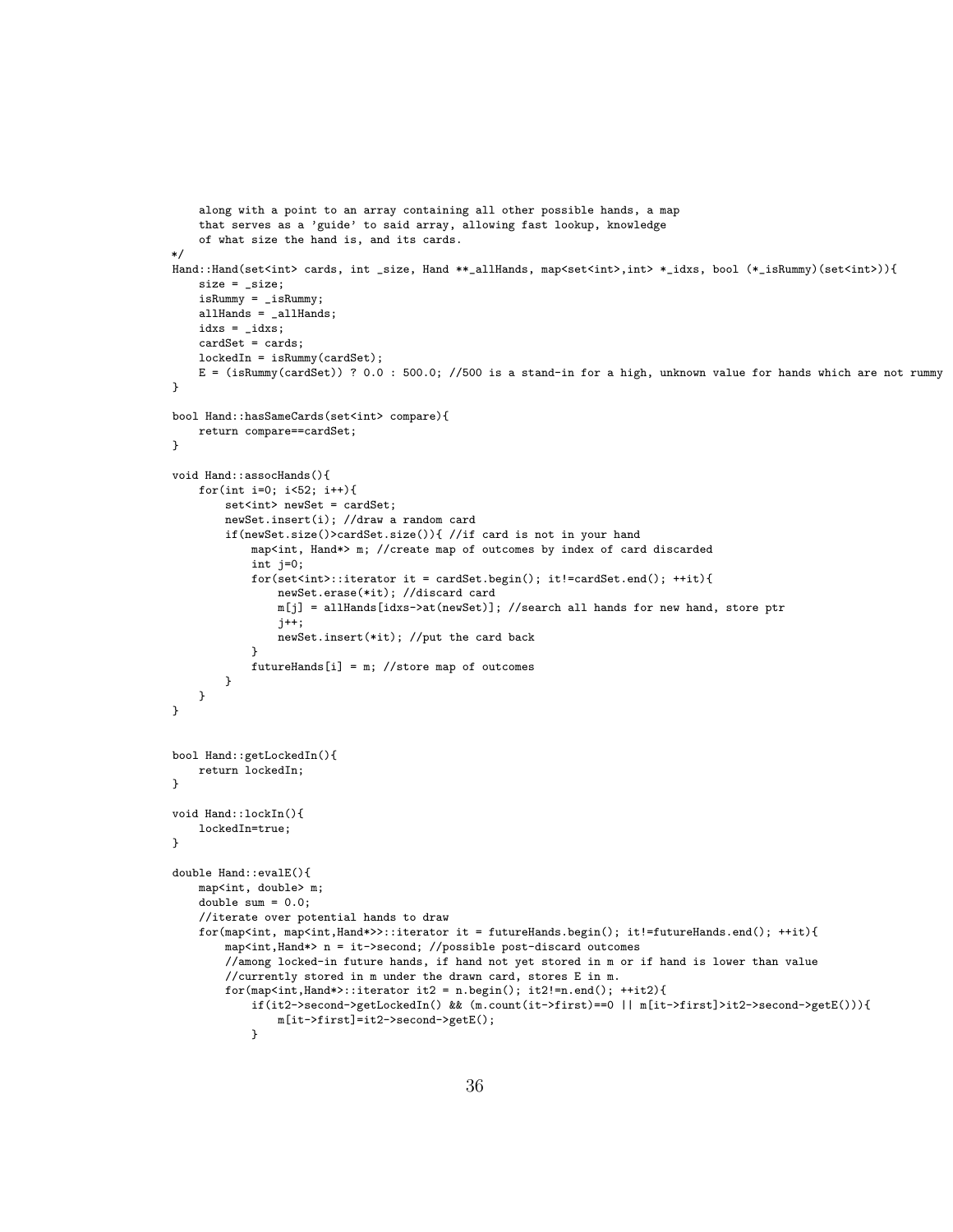```
    along with a point to an array containing all other possible hands, a map
    that serves as a 'guide' to said array, allowing fast lookup, knowledge
    of what size the hand is, and its cards.
*/
Hand::Hand(set<int> cards, int _size, Hand **_allHands, map<set<int>,int> *_idxs, bool (*_isRummy)(set<int>)){
    size = _size;
    isRummy = _isRummy;
    allHands = _allHands;
    idxs = _idxs;
    cardSet = cards;
    lockedIn = isRummy(cardSet);
    E = (isRummy(cardSet)) ? 0.0 : 500.0; //500 is a stand-in for a high, unknown value for hands which are not rummy
}

bool Hand::hasSameCards(set<int> compare){
    return compare==cardSet;
}

void Hand::assocHands(){
    for(int i=0; i<52; i++){
        set<int> newSet = cardSet;
        newSet.insert(i); //draw a random card
        if(newSet.size()>cardSet.size()){ //if card is not in your hand
            map<int, Hand*> m; //create map of outcomes by index of card discarded
            int j=0;
            for(set<int>::iterator it = cardSet.begin(); it!=cardSet.end(); ++it){
                newSet.erase(*it); //discard card
                m[j] = allHands[idxs->at(newSet)]; //search all hands for new hand, store ptr
                j++;
                newSet.insert(*it); //put the card back
            }
            futureHands[i] = m; //store map of outcomes
        }
    }
}


bool Hand::getLockedIn(){
    return lockedIn;
}

void Hand::lockIn(){
    lockedIn=true;
}

double Hand::evalE(){
    map<int, double> m;
    double sum = 0.0;
    //iterate over potential hands to draw
    for(map<int, map<int,Hand*>>::iterator it = futureHands.begin(); it!=futureHands.end(); ++it){
        map<int,Hand*> n = it->second; //possible post-discard outcomes
        //among locked-in future hands, if hand not yet stored in m or if hand is lower than value
        //currently stored in m under the drawn card, stores E in m.
        for(map<int,Hand*>::iterator it2 = n.begin(); it2!=n.end(); ++it2){
            if(it2->second->getLockedIn() && (m.count(it->first)==0 || m[it->first]>it2->second->getE())){
                m[it->first]=it2->second->getE();
            }
```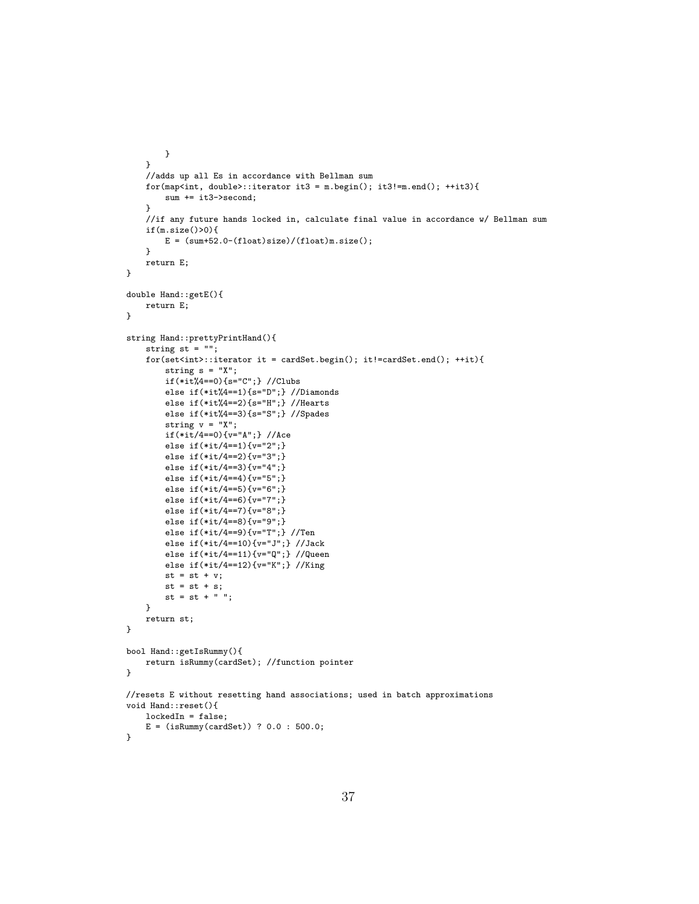```
        }
    }
    //adds up all Es in accordance with Bellman sum
    for(map<int, double>::iterator it3 = m.begin(); it3!=m.end(); ++it3){
        sum += it3->second;
    }
    //if any future hands locked in, calculate final value in accordance w/ Bellman sum
    if(m.size()>0){
        E = (sum+52.0-(float)size)/(float)m.size();
    }
    return E;
}

double Hand::getE(){
    return E;
}

string Hand::prettyPrintHand(){
    string st = "";
    for(set<int>::iterator it = cardSet.begin(); it!=cardSet.end(); ++it){
        string s = "X";
        if(*it%4==0){s="C";} //Clubs
        else if(*it%4==1){s="D";} //Diamonds
        else if(*it%4==2){s="H";} //Hearts
        else if(*it%4==3){s="S";} //Spades
        string v = "X";
        if(*it/4==0){v="A";} //Ace
        else if(*it/4==1){v="2";}
        else if(*it/4==2){v="3";}
        else if(*it/4==3){v="4";}
        else if(*it/4==4){v="5";}
        else if(*it/4==5){v="6";}
        else if(*it/4==6){v="7";}
        else if(*it/4==7){v="8";}
        else if(*it/4==8){v="9";}
        else if(*it/4==9){v="T";} //Ten
        else if(*it/4==10){v="J";} //Jack
        else if(*it/4==11){v="Q";} //Queen
        else if(*it/4==12){v="K";} //King
        st = st + v;
        st = st + s;
        st = st + " ";
    }
    return st;
}

bool Hand::getIsRummy(){
    return isRummy(cardSet); //function pointer
}

//resets E without resetting hand associations; used in batch approximations
void Hand::reset(){
    lockedIn = false;
    E = (isRummy(cardSet)) ? 0.0 : 500.0;
}
```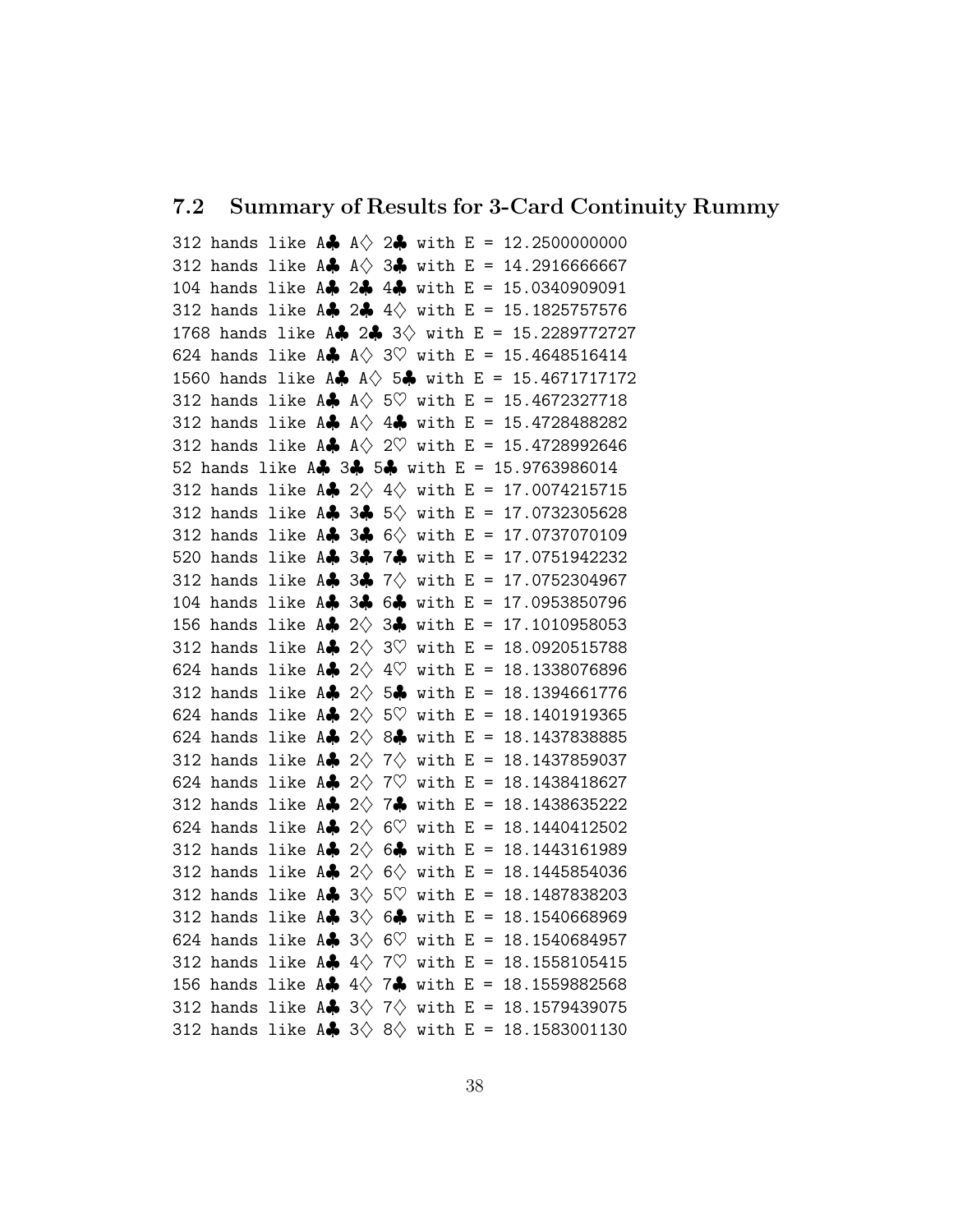## 7.2 Summary of Results for 3-Card Continuity Rummy

```
312 hands like A♣ A♢ 2♣ with E = 12.2500000000
312 hands like A♣ A♢ 3♣ with E = 14.2916666667
104 hands like A♣ 2♣ 4♣ with E = 15.0340909091
312 hands like A♣ 2♣ 4♢ with E = 15.1825757576
1768 hands like A♣ 2♣ 3♢ with E = 15.2289772727
624 hands like A♣ A♢ 3♡ with E = 15.4648516414
1560 hands like A♣ A♢ 5♣ with E = 15.4671717172
312 hands like A♣ A♢ 5♡ with E = 15.4672327718
312 hands like A♣ A♢ 4♣ with E = 15.4728488282
312 hands like A♣ A♢ 2♡ with E = 15.4728992646
52 hands like A♣ 3♣ 5♣ with E = 15.9763986014
312 hands like A♣ 2♢ 4♢ with E = 17.0074215715
312 hands like A♣ 3♣ 5♢ with E = 17.0732305628
312 hands like A♣ 3♣ 6♢ with E = 17.0737070109
520 hands like A♣ 3♣ 7♣ with E = 17.0751942232
312 hands like A♣ 3♣ 7♢ with E = 17.0752304967
104 hands like A♣ 3♣ 6♣ with E = 17.0953850796
156 hands like A♣ 2♢ 3♣ with E = 17.1010958053
312 hands like A♣ 2♢ 3♡ with E = 18.0920515788
624 hands like A♣ 2♢ 4♡ with E = 18.1338076896
312 hands like A♣ 2♢ 5♣ with E = 18.1394661776
624 hands like A♣ 2♢ 5♡ with E = 18.1401919365
624 hands like A♣ 2♢ 8♣ with E = 18.1437838885
312 hands like A♣ 2♢ 7♢ with E = 18.1437859037
624 hands like A♣ 2♢ 7♡ with E = 18.1438418627
312 hands like A♣ 2♢ 7♣ with E = 18.1438635222
624 hands like A♣ 2♢ 6♡ with E = 18.1440412502
312 hands like A♣ 2♢ 6♣ with E = 18.1443161989
312 hands like A♣ 2♢ 6♢ with E = 18.1445854036
312 hands like A♣ 3♢ 5♡ with E = 18.1487838203
312 hands like A♣ 3♢ 6♣ with E = 18.1540668969
624 hands like A♣ 3♢ 6♡ with E = 18.1540684957
312 hands like A♣ 4♢ 7♡ with E = 18.1558105415
156 hands like A♣ 4♢ 7♣ with E = 18.1559882568
312 hands like A♣ 3♢ 7♢ with E = 18.1579439075
312 hands like A♣ 3♢ 8♢ with E = 18.1583001130
```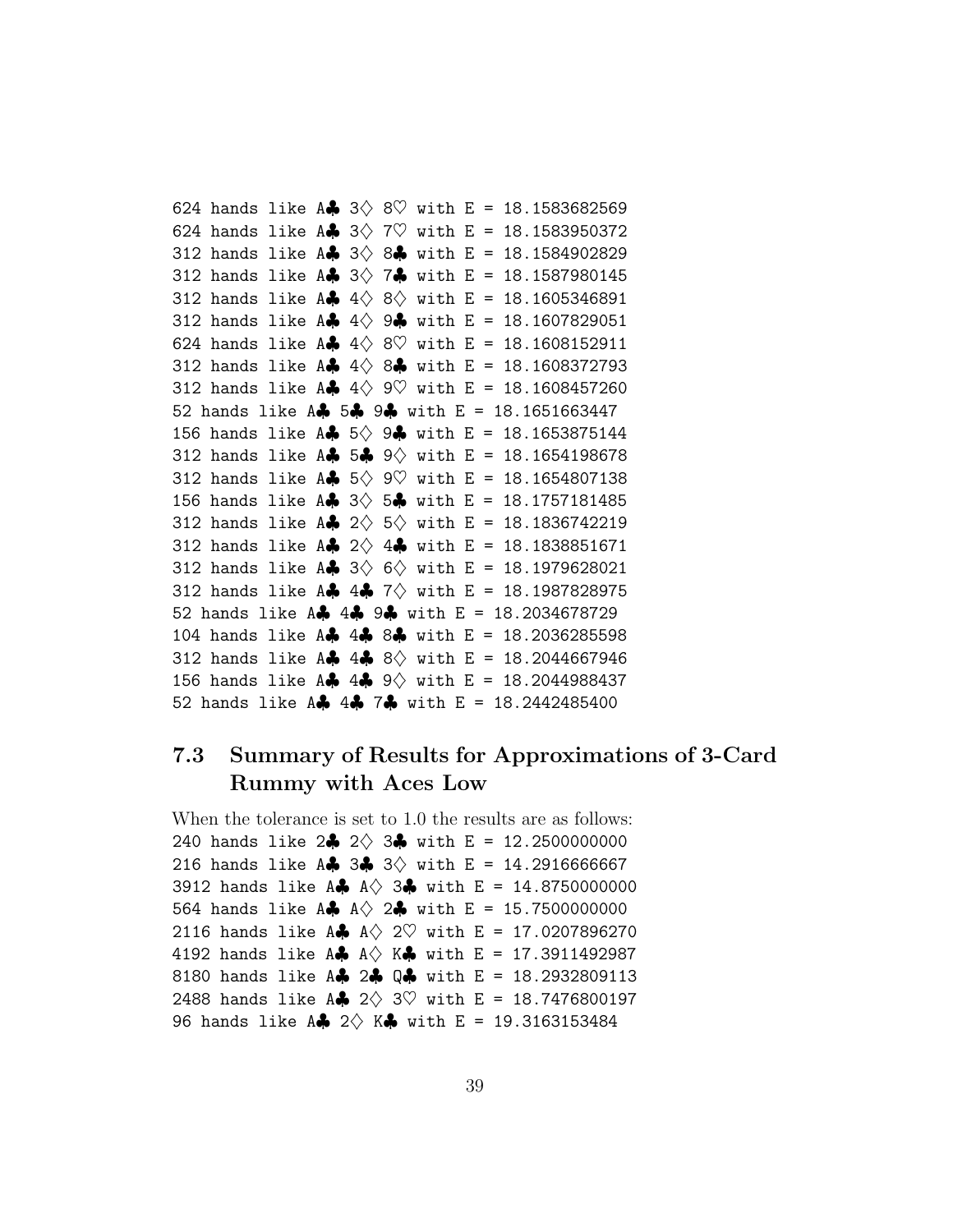```
624 hands like A♣ 3♢ 8♡ with E = 18.1583682569
624 hands like A♣ 3♢ 7♡ with E = 18.1583950372
312 hands like A♣ 3♢ 8♣ with E = 18.1584902829
312 hands like A♣ 3♢ 7♣ with E = 18.1587980145
312 hands like A♣ 4♢ 8♢ with E = 18.1605346891
312 hands like A♣ 4♢ 9♣ with E = 18.1607829051
624 hands like A♣ 4♢ 8♡ with E = 18.1608152911
312 hands like A♣ 4♢ 8♣ with E = 18.1608372793
312 hands like A♣ 4♢ 9♡ with E = 18.1608457260
52 hands like A♣ 5♣ 9♣ with E = 18.1651663447
156 hands like A♣ 5♢ 9♣ with E = 18.1653875144
312 hands like A♣ 5♣ 9♢ with E = 18.1654198678
312 hands like A♣ 5♢ 9♡ with E = 18.1654807138
156 hands like A♣ 3♢ 5♣ with E = 18.1757181485
312 hands like A♣ 2♢ 5♢ with E = 18.1836742219
312 hands like A♣ 2♢ 4♣ with E = 18.1838851671
312 hands like A♣ 3♢ 6♢ with E = 18.1979628021
312 hands like A♣ 4♣ 7♢ with E = 18.1987828975
52 hands like A♣ 4♣ 9♣ with E = 18.2034678729
104 hands like A♣ 4♣ 8♣ with E = 18.2036285598
312 hands like A♣ 4♣ 8♢ with E = 18.2044667946
156 hands like A♣ 4♣ 9♢ with E = 18.2044988437
52 hands like A♣ 4♣ 7♣ with E = 18.2442485400
```

## 7.3 Summary of Results for Approximations of 3-Card Rummy with Aces Low

When the tolerance is set to 1.0 the results are as follows:

```
240 hands like 2♣ 2♢ 3♣ with E = 12.2500000000
216 hands like A♣ 3♣ 3♢ with E = 14.2916666667
3912 hands like A♣ A♢ 3♣ with E = 14.8750000000
564 hands like A♣ A♢ 2♣ with E = 15.7500000000
2116 hands like A♣ A♢ 2♡ with E = 17.0207896270
4192 hands like A♣ A♢ K♣ with E = 17.3911492987
8180 hands like A♣ 2♣ Q♣ with E = 18.2932809113
2488 hands like A♣ 2♢ 3♡ with E = 18.7476800197
96 hands like A♣ 2♢ K♣ with E = 19.3163153484
```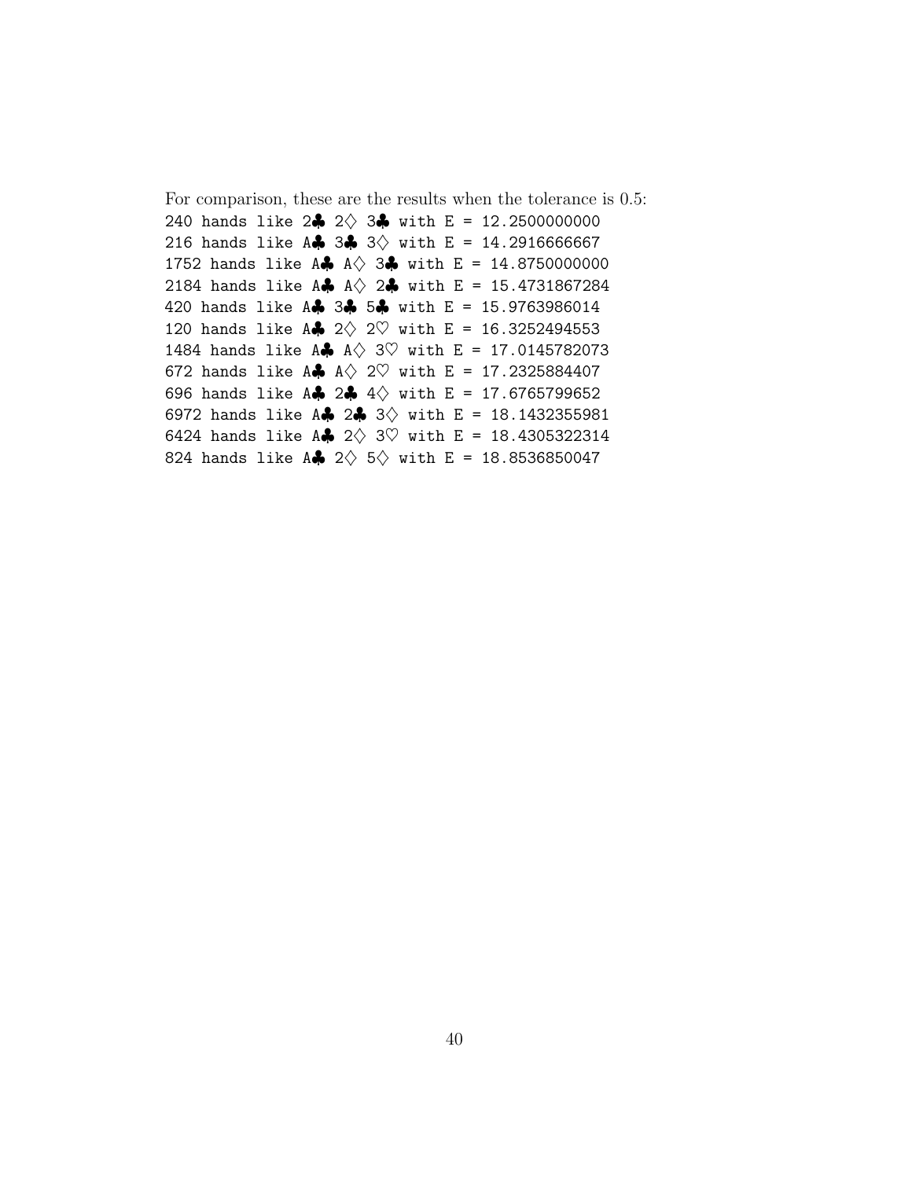For comparison, these are the results when the tolerance is 0.5:

```
240 hands like 2♣ 2♢ 3♣ with E = 12.2500000000
216 hands like A♣ 3♣ 3♢ with E = 14.2916666667
1752 hands like A♣ A♢ 3♣ with E = 14.8750000000
2184 hands like A♣ A♢ 2♣ with E = 15.4731867284
420 hands like A♣ 3♣ 5♣ with E = 15.9763986014
120 hands like A♣ 2♢ 2♡ with E = 16.3252494553
1484 hands like A♣ A♢ 3♡ with E = 17.0145782073
672 hands like A♣ A♢ 2♡ with E = 17.2325884407
696 hands like A♣ 2♣ 4♢ with E = 17.6765799652
6972 hands like A♣ 2♣ 3♢ with E = 18.1432355981
6424 hands like A♣ 2♢ 3♡ with E = 18.4305322314
824 hands like A♣ 2♢ 5♢ with E = 18.8536850047
```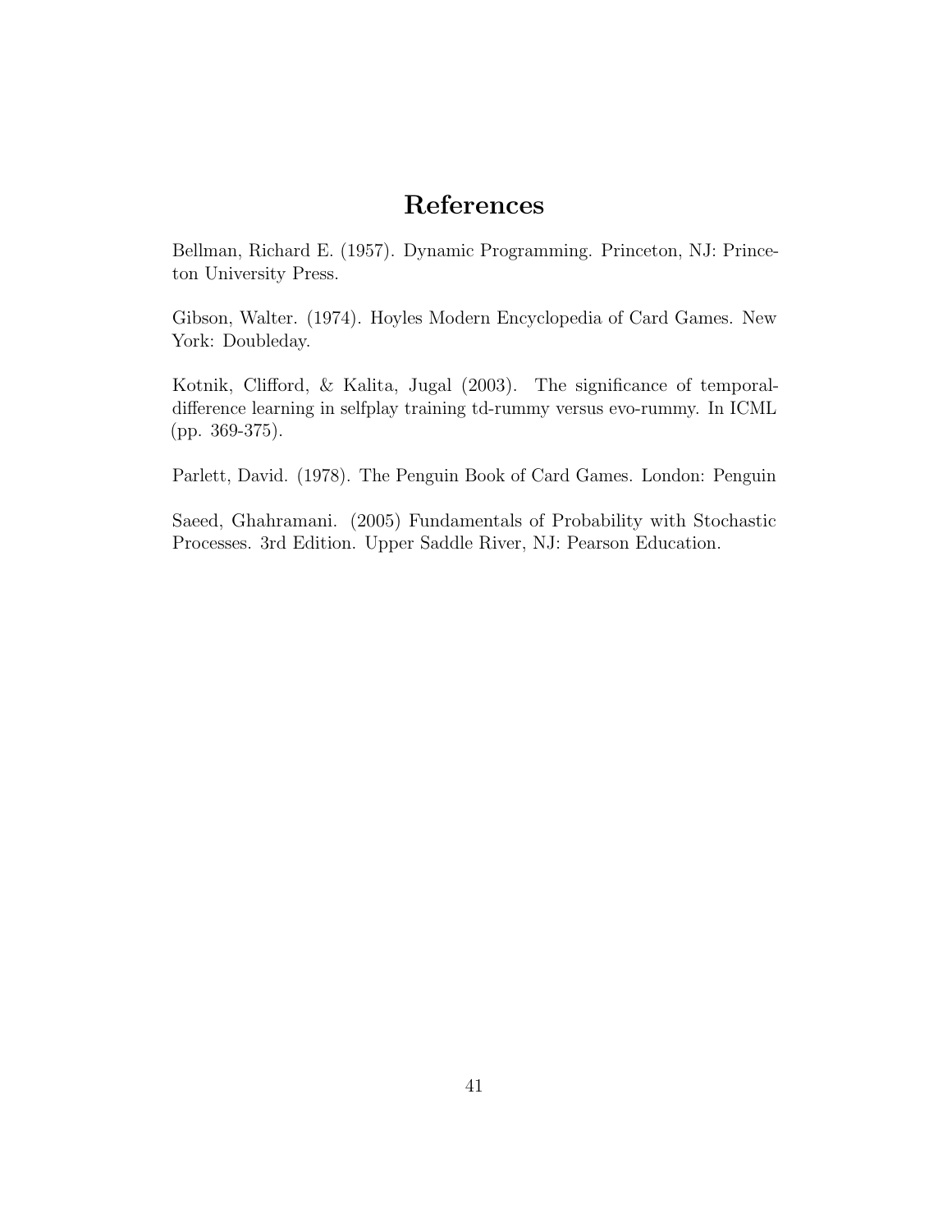# References

Bellman, Richard E. (1957). Dynamic Programming. Princeton, NJ: Princeton University Press.

Gibson, Walter. (1974). Hoyles Modern Encyclopedia of Card Games. New York: Doubleday.

Kotnik, Clifford, & Kalita, Jugal (2003). The significance of temporal-difference learning in selfplay training td-rummy versus evo-rummy. In ICML (pp. 369-375).

Parlett, David. (1978). The Penguin Book of Card Games. London: Penguin

Saeed, Ghahramani. (2005) Fundamentals of Probability with Stochastic Processes. 3rd Edition. Upper Saddle River, NJ: Pearson Education.